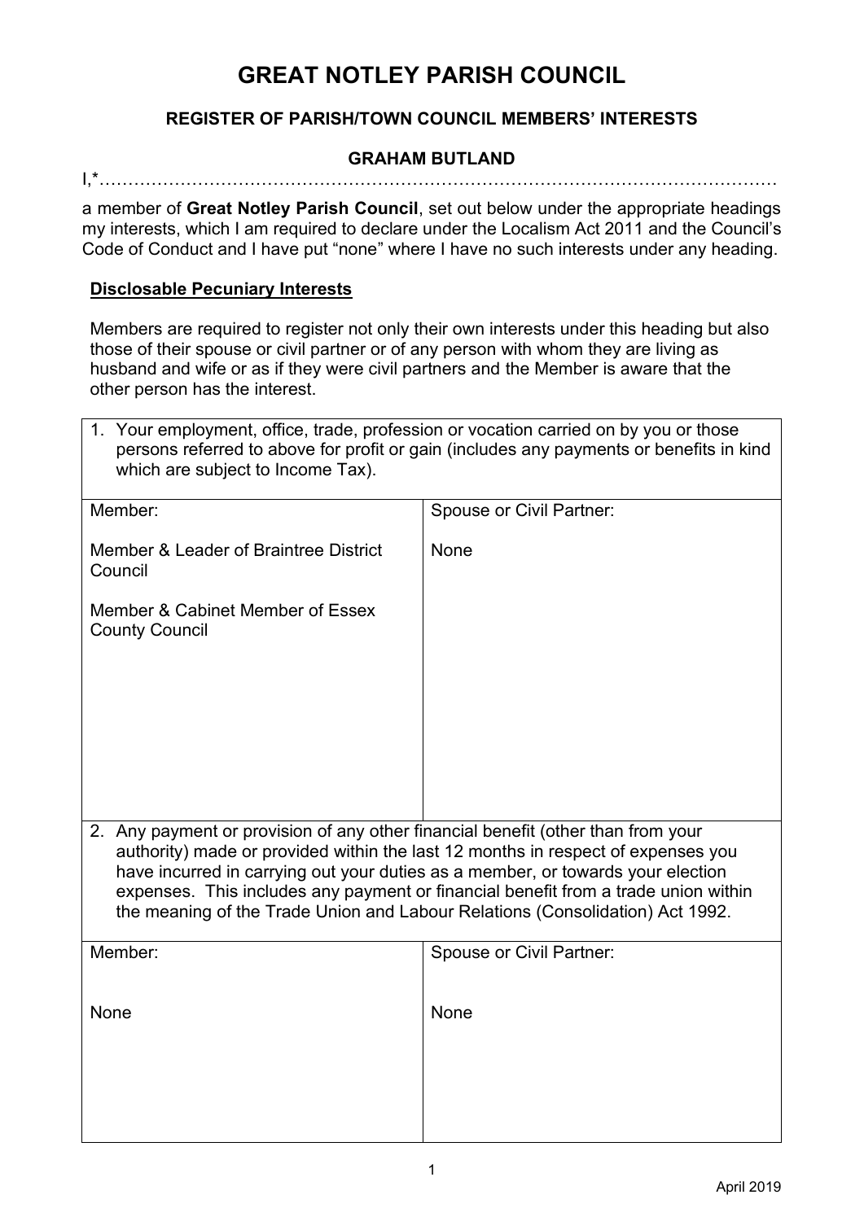# GREAT NOTLEY PARISH COUNCIL

## REGISTER OF PARISH/TOWN COUNCIL MEMBERS' INTERESTS

### GRAHAM BUTLAND

I,*……………………………………………………………………………………………………

a member of **Great Notley Parish Council**, set out below under the appropriate headings my interests, which I am required to declare under the Localism Act 2011 and the Council's Code of Conduct and I have put "none" where I have no such interests under any heading.

**Disclosable Pecuniary Interests**

Members are required to register not only their own interests under this heading but also those of their spouse or civil partner or of any person with whom they are living as husband and wife or as if they were civil partners and the Member is aware that the other person has the interest.

| 1. Your employment, office, trade, profession or vocation carried on by you or those persons referred to above for profit or gain (includes any payments or benefits in kind which are subject to Income Tax). | |
|---|---|
| Member:<br><br>Member & Leader of Braintree District Council<br><br>Member & Cabinet Member of Essex County Council | Spouse or Civil Partner:<br><br>None |
| **2. Any payment or provision of any other financial benefit (other than from your authority) made or provided within the last 12 months in respect of expenses you have incurred in carrying out your duties as a member, or towards your election expenses. This includes any payment or financial benefit from a trade union within the meaning of the Trade Union and Labour Relations (Consolidation) Act 1992.** | |
| Member:<br><br>None | Spouse or Civil Partner:<br><br>None |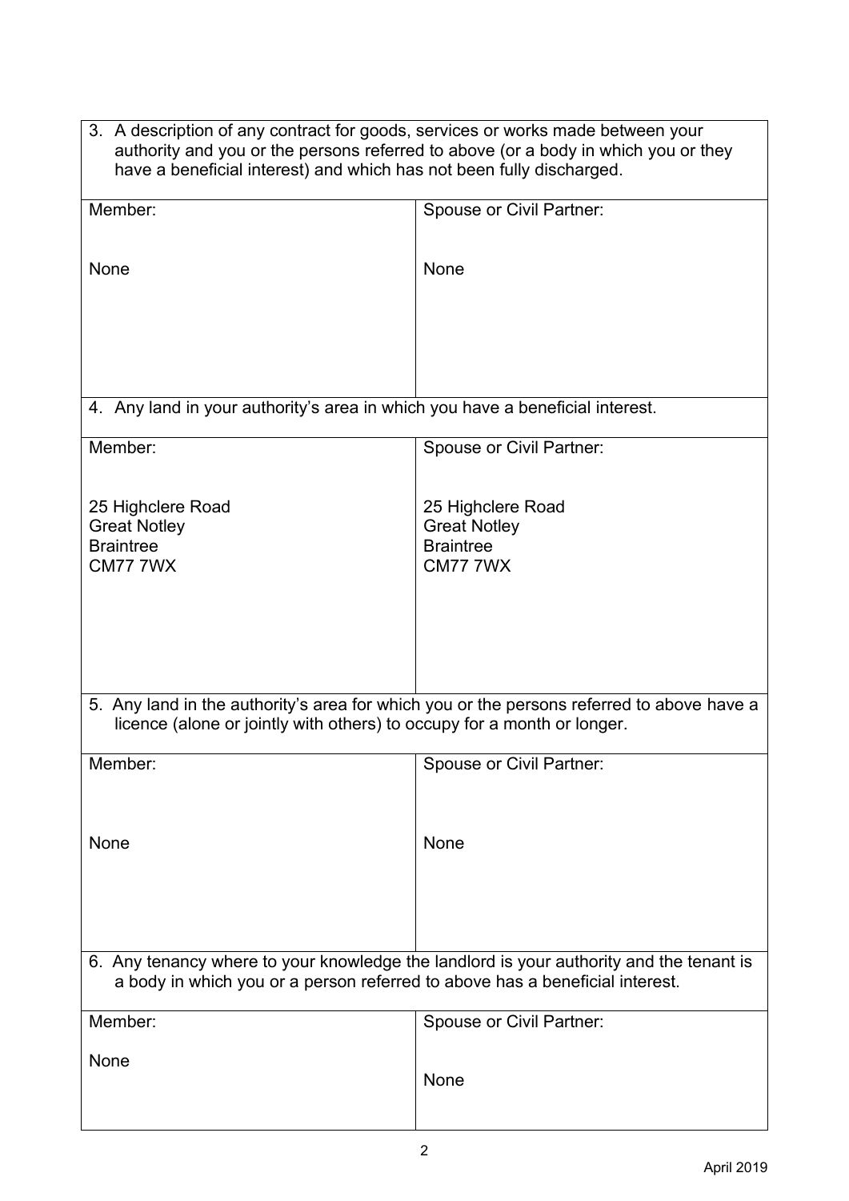| 3. A description of any contract for goods, services or works made between your authority and you or the persons referred to above (or a body in which you or they have a beneficial interest) and which has not been fully discharged. | |
|---|---|
| Member:<br><br>None | Spouse or Civil Partner:<br><br>None |
| **4. Any land in your authority's area in which you have a beneficial interest.** | |
| Member:<br><br>25 Highclere Road<br>Great Notley<br>Braintree<br>CM77 7WX | Spouse or Civil Partner:<br><br>25 Highclere Road<br>Great Notley<br>Braintree<br>CM77 7WX |
| **5. Any land in the authority's area for which you or the persons referred to above have a licence (alone or jointly with others) to occupy for a month or longer.** | |
| Member:<br><br>None | Spouse or Civil Partner:<br><br>None |
| **6. Any tenancy where to your knowledge the landlord is your authority and the tenant is a body in which you or a person referred to above has a beneficial interest.** | |
| Member:<br><br>None | Spouse or Civil Partner:<br><br>None |

April 2019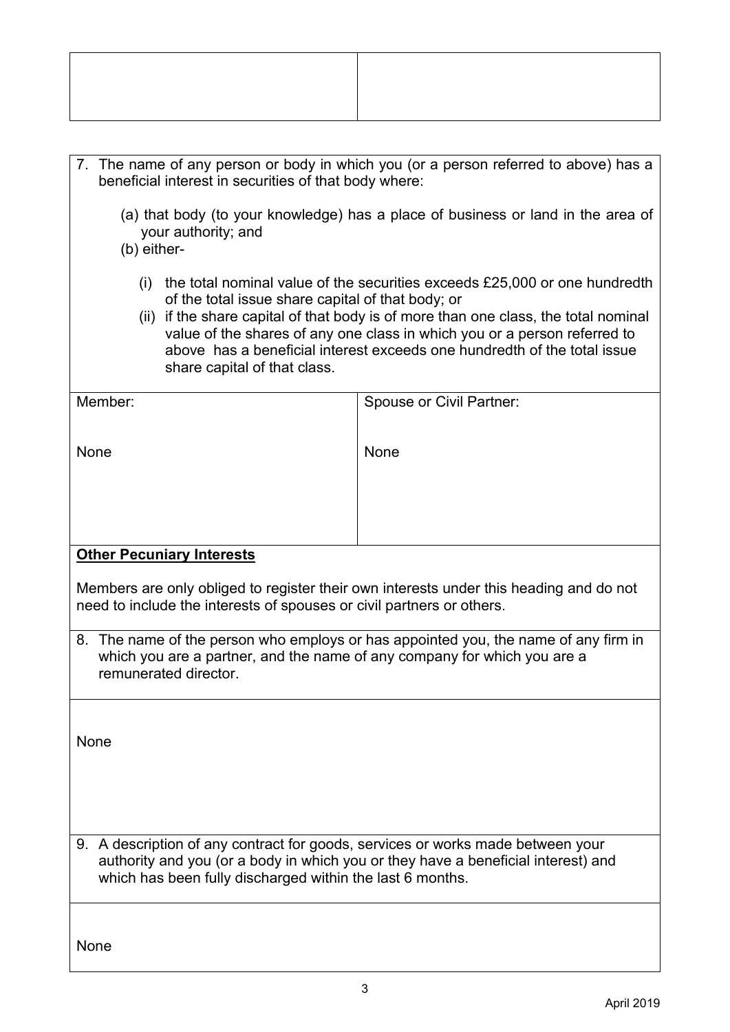| | |
|---|---|
| | |

7. The name of any person or body in which you (or a person referred to above) has a beneficial interest in securities of that body where:

   (a) that body (to your knowledge) has a place of business or land in the area of your authority; and
   (b) either-

   (i) the total nominal value of the securities exceeds £25,000 or one hundredth of the total issue share capital of that body; or
   (ii) if the share capital of that body is of more than one class, the total nominal value of the shares of any one class in which you or a person referred to above has a beneficial interest exceeds one hundredth of the total issue share capital of that class.

| Member: | Spouse or Civil Partner: |
|---|---|
| None | None |

**Other Pecuniary Interests**

Members are only obliged to register their own interests under this heading and do not need to include the interests of spouses or civil partners or others.

8. The name of the person who employs or has appointed you, the name of any firm in which you are a partner, and the name of any company for which you are a remunerated director.

None

9. A description of any contract for goods, services or works made between your authority and you (or a body in which you or they have a beneficial interest) and which has been fully discharged within the last 6 months.

None

April 2019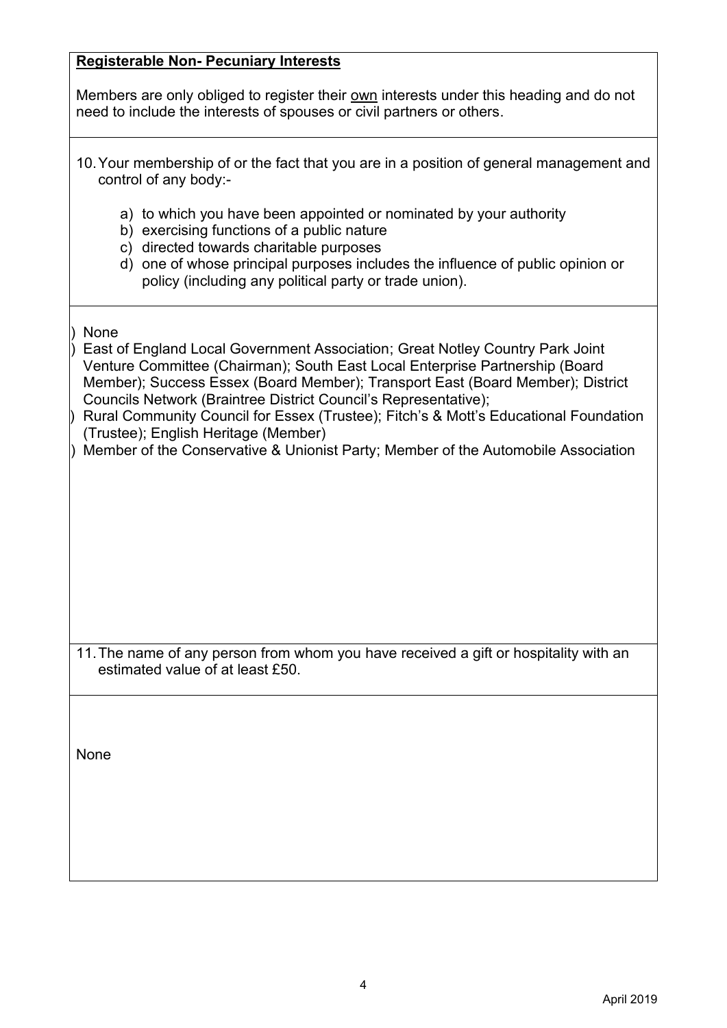**Registerable Non- Pecuniary Interests**

Members are only obliged to register their own interests under this heading and do not need to include the interests of spouses or civil partners or others.

10. Your membership of or the fact that you are in a position of general management and control of any body:-

    a) to which you have been appointed or nominated by your authority
    b) exercising functions of a public nature
    c) directed towards charitable purposes
    d) one of whose principal purposes includes the influence of public opinion or policy (including any political party or trade union).

) None
) East of England Local Government Association; Great Notley Country Park Joint Venture Committee (Chairman); South East Local Enterprise Partnership (Board Member); Success Essex (Board Member); Transport East (Board Member); District Councils Network (Braintree District Council's Representative);
) Rural Community Council for Essex (Trustee); Fitch's & Mott's Educational Foundation (Trustee); English Heritage (Member)
) Member of the Conservative & Unionist Party; Member of the Automobile Association

11. The name of any person from whom you have received a gift or hospitality with an estimated value of at least £50.

None

April 2019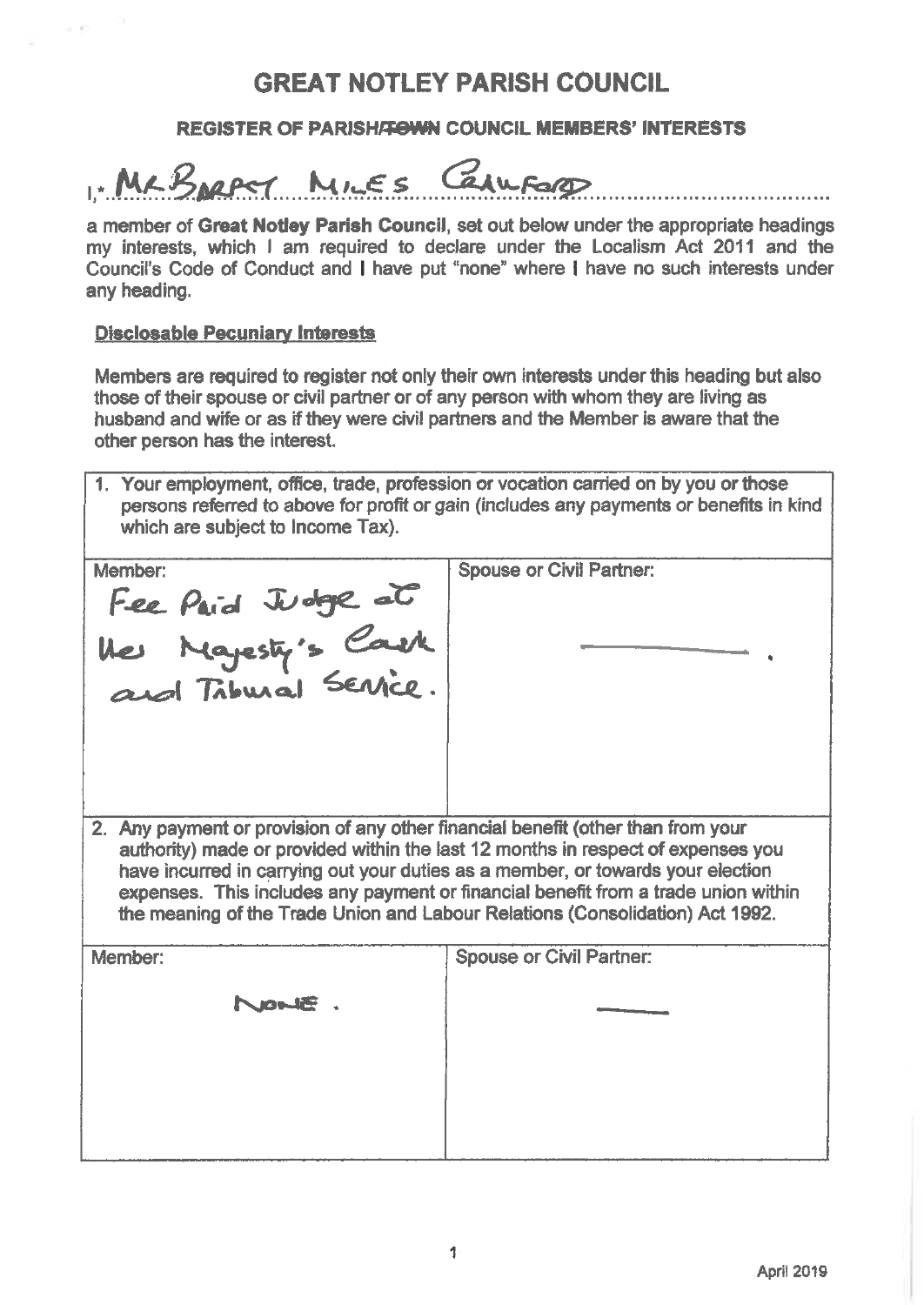# GREAT NOTLEY PARISH COUNCIL

## REGISTER OF PARISH/~~TOWN~~ COUNCIL MEMBERS' INTERESTS

I,* MR BARRY MILES CRAWFORD ........................................

a member of **Great Notley Parish Council**, set out below under the appropriate headings my interests, which I am required to declare under the Localism Act 2011 and the Council's Code of Conduct and I have put "none" where I have no such interests under any heading.

### Disclosable Pecuniary Interests

Members are required to register not only their own interests under this heading but also those of their spouse or civil partner or of any person with whom they are living as husband and wife or as if they were civil partners and the Member is aware that the other person has the interest.

| 1. Your employment, office, trade, profession or vocation carried on by you or those persons referred to above for profit or gain (includes any payments or benefits in kind which are subject to Income Tax). | |
|---|---|
| Member: Fee Paid Judge at Her Majesty's Court and Tribunal Service. | Spouse or Civil Partner: ———— . |

| 2. Any payment or provision of any other financial benefit (other than from your authority) made or provided within the last 12 months in respect of expenses you have incurred in carrying out your duties as a member, or towards your election expenses. This includes any payment or financial benefit from a trade union within the meaning of the Trade Union and Labour Relations (Consolidation) Act 1992. | |
|---|---|
| Member: NONE. | Spouse or Civil Partner: ———— |

April 2019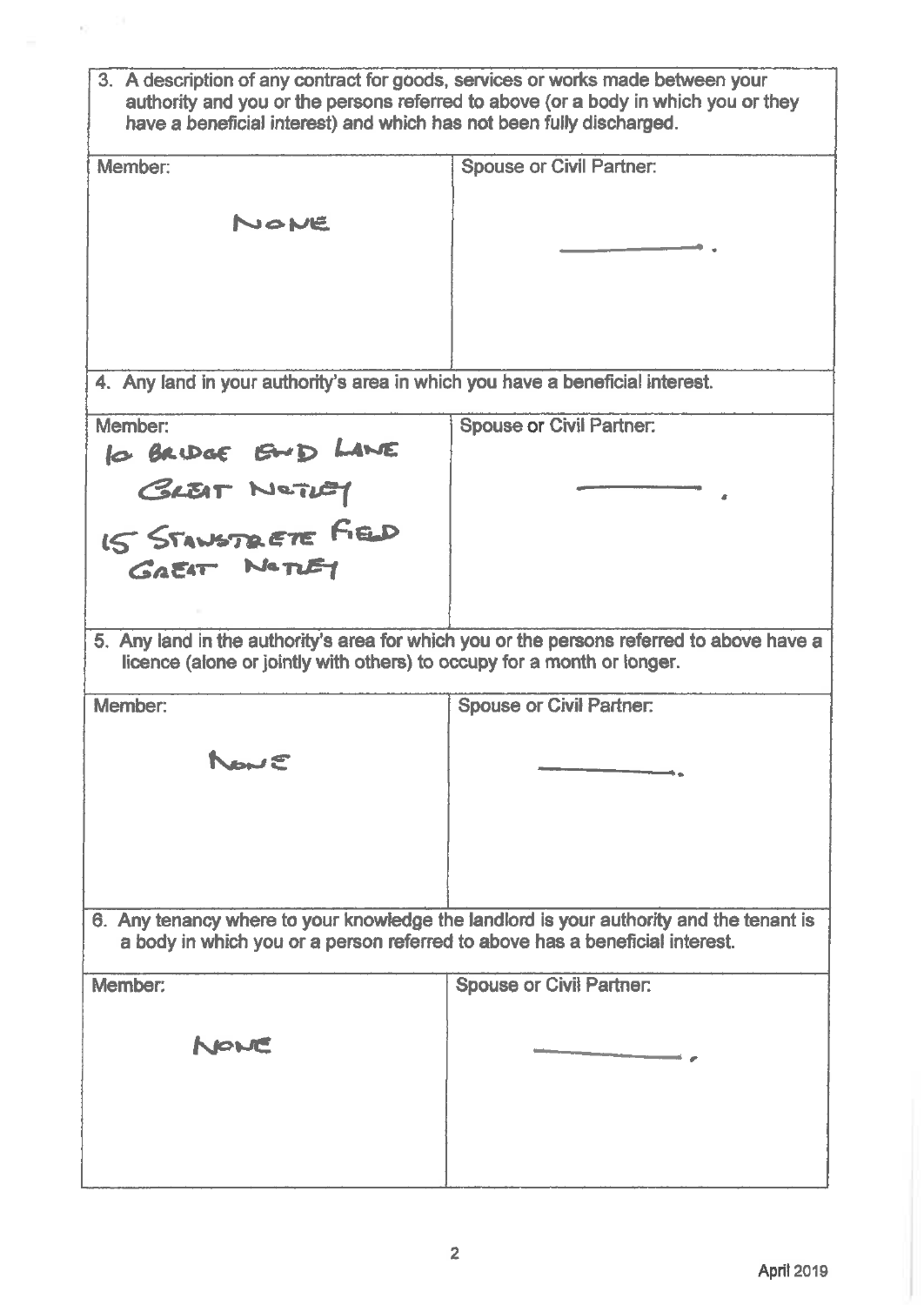3. A description of any contract for goods, services or works made between your authority and you or the persons referred to above (or a body in which you or they have a beneficial interest) and which has not been fully discharged.

| Member: | Spouse or Civil Partner: |
|---|---|
| NONE | ———— . |

4. Any land in your authority's area in which you have a beneficial interest.

| Member: | Spouse or Civil Partner: |
|---|---|
| 10 BRIDGE END LANE GREAT NOTLEY 15 STANSTRETE FIELD GREAT NOTLEY | ———— . |

5. Any land in the authority's area for which you or the persons referred to above have a licence (alone or jointly with others) to occupy for a month or longer.

| Member: | Spouse or Civil Partner: |
|---|---|
| NONE | ————. |

6. Any tenancy where to your knowledge the landlord is your authority and the tenant is a body in which you or a person referred to above has a beneficial interest.

| Member: | Spouse or Civil Partner: |
|---|---|
| NONE | ———— . |

April 2019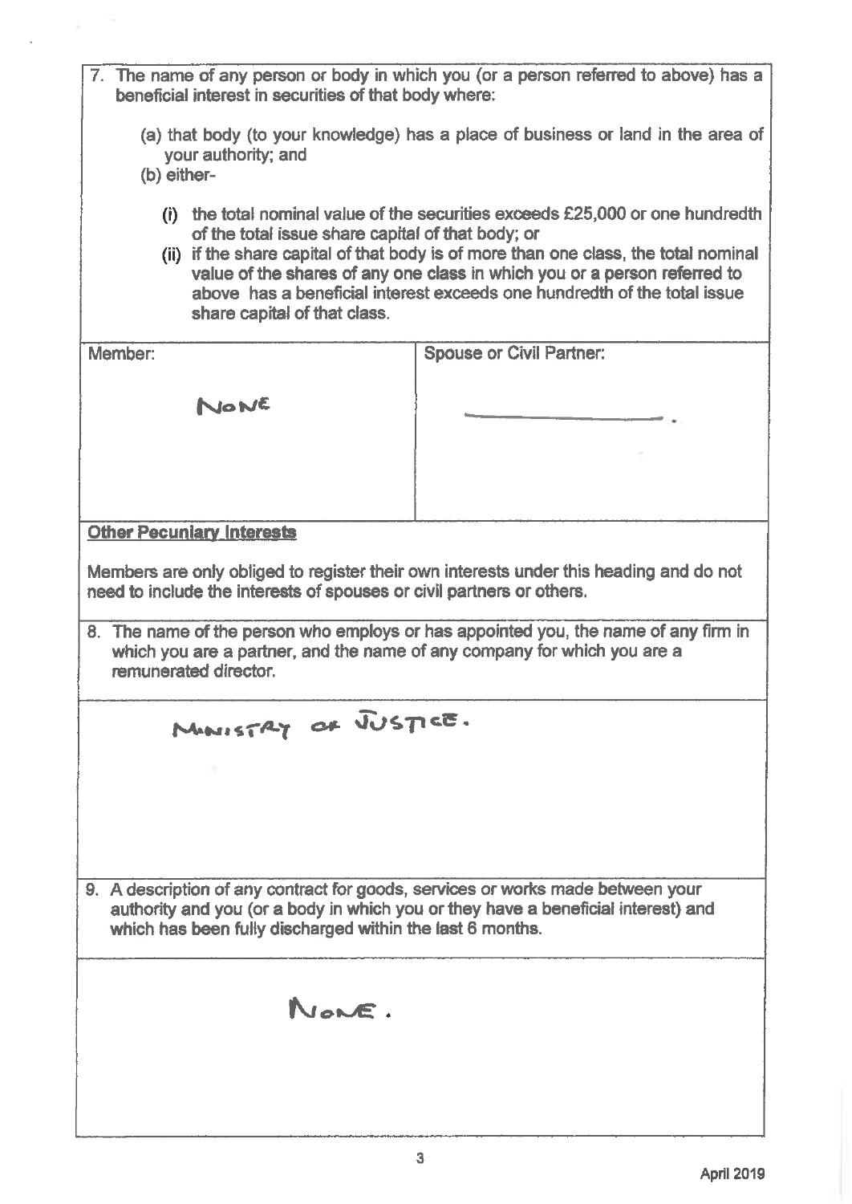7. The name of any person or body in which you (or a person referred to above) has a beneficial interest in securities of that body where:

   (a) that body (to your knowledge) has a place of business or land in the area of your authority; and

   (b) either-

      (i) the total nominal value of the securities exceeds £25,000 or one hundredth of the total issue share capital of that body; or

      (ii) if the share capital of that body is of more than one class, the total nominal value of the shares of any one class in which you or a person referred to above has a beneficial interest exceeds one hundredth of the total issue share capital of that class.

| Member: | Spouse or Civil Partner: |
|---|---|
| NONE | ——————— . |

**Other Pecuniary Interests**

Members are only obliged to register their own interests under this heading and do not need to include the interests of spouses or civil partners or others.

8. The name of the person who employs or has appointed you, the name of any firm in which you are a partner, and the name of any company for which you are a remunerated director.

MINISTRY OF JUSTICE.

9. A description of any contract for goods, services or works made between your authority and you (or a body in which you or they have a beneficial interest) and which has been fully discharged within the last 6 months.

NONE.

April 2019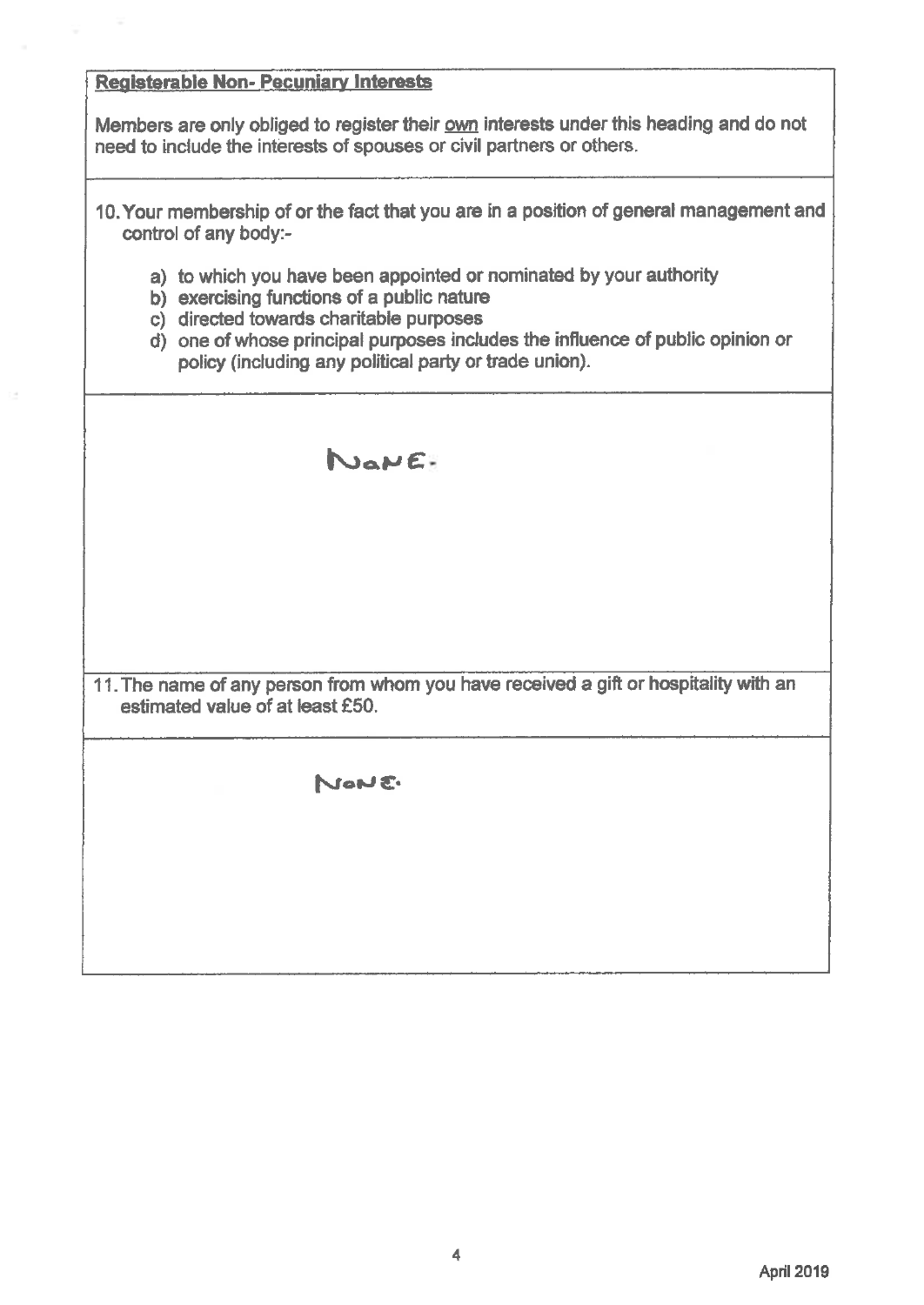**Registerable Non- Pecuniary Interests**

Members are only obliged to register their own interests under this heading and do not need to include the interests of spouses or civil partners or others.

10. Your membership of or the fact that you are in a position of general management and control of any body:-

 a) to which you have been appointed or nominated by your authority
 b) exercising functions of a public nature
 c) directed towards charitable purposes
 d) one of whose principal purposes includes the influence of public opinion or policy (including any political party or trade union).

NONE.

11. The name of any person from whom you have received a gift or hospitality with an estimated value of at least £50.

NONE.

April 2019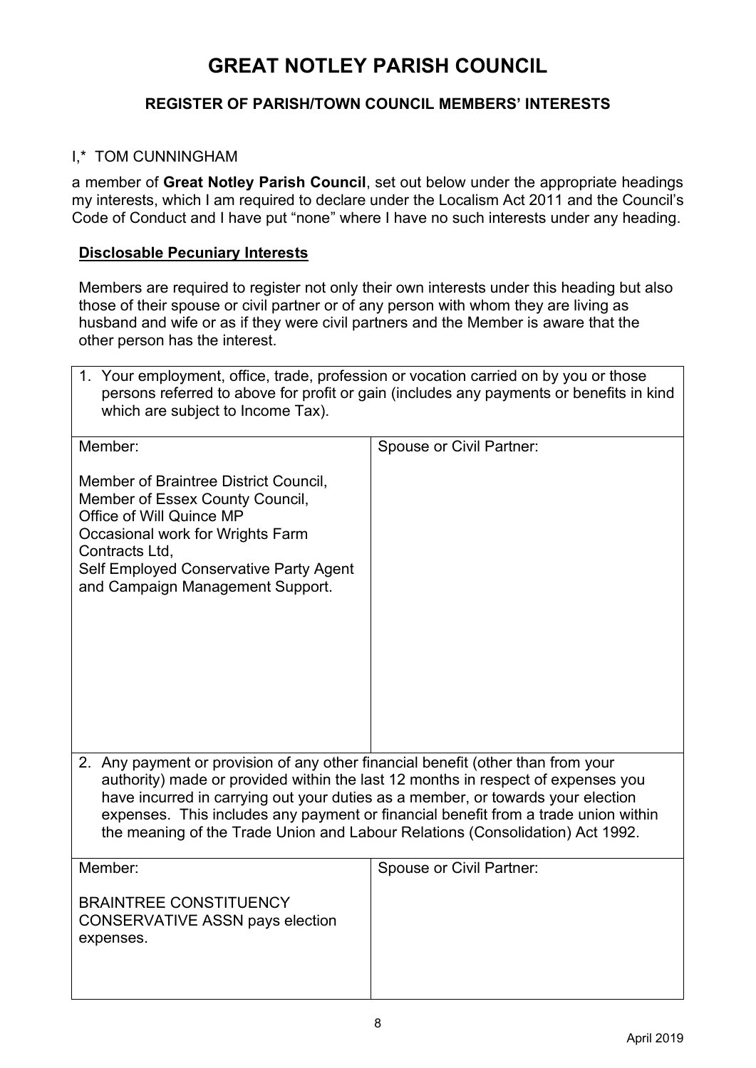# GREAT NOTLEY PARISH COUNCIL

### REGISTER OF PARISH/TOWN COUNCIL MEMBERS' INTERESTS

I,* TOM CUNNINGHAM

a member of **Great Notley Parish Council**, set out below under the appropriate headings my interests, which I am required to declare under the Localism Act 2011 and the Council's Code of Conduct and I have put "none" where I have no such interests under any heading.

**Disclosable Pecuniary Interests**

Members are required to register not only their own interests under this heading but also those of their spouse or civil partner or of any person with whom they are living as husband and wife or as if they were civil partners and the Member is aware that the other person has the interest.

1. Your employment, office, trade, profession or vocation carried on by you or those persons referred to above for profit or gain (includes any payments or benefits in kind which are subject to Income Tax).

| Member: | Spouse or Civil Partner: |
|---|---|
| Member of Braintree District Council,<br>Member of Essex County Council,<br>Office of Will Quince MP<br>Occasional work for Wrights Farm Contracts Ltd,<br>Self Employed Conservative Party Agent and Campaign Management Support. | |

2. Any payment or provision of any other financial benefit (other than from your authority) made or provided within the last 12 months in respect of expenses you have incurred in carrying out your duties as a member, or towards your election expenses. This includes any payment or financial benefit from a trade union within the meaning of the Trade Union and Labour Relations (Consolidation) Act 1992.

| Member: | Spouse or Civil Partner: |
|---|---|
| BRAINTREE CONSTITUENCY CONSERVATIVE ASSN pays election expenses. | |

April 2019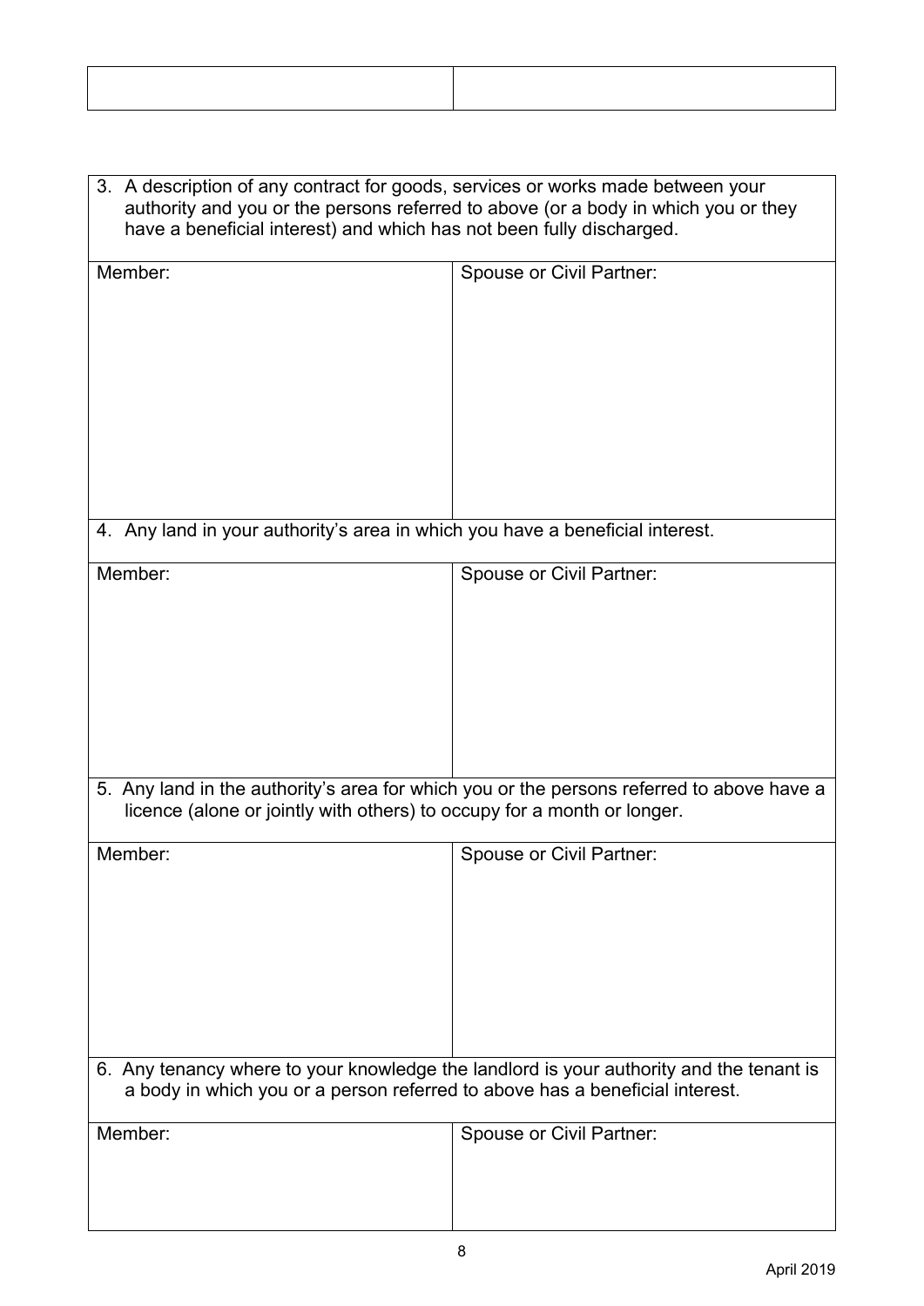| | |
|---|---|
| | |

| 3. A description of any contract for goods, services or works made between your authority and you or the persons referred to above (or a body in which you or they have a beneficial interest) and which has not been fully discharged. | |
|---|---|
| Member: | Spouse or Civil Partner: |
| **4. Any land in your authority's area in which you have a beneficial interest.** | |
| Member: | Spouse or Civil Partner: |
| **5. Any land in the authority's area for which you or the persons referred to above have a licence (alone or jointly with others) to occupy for a month or longer.** | |
| Member: | Spouse or Civil Partner: |
| **6. Any tenancy where to your knowledge the landlord is your authority and the tenant is a body in which you or a person referred to above has a beneficial interest.** | |
| Member: | Spouse or Civil Partner: |

April 2019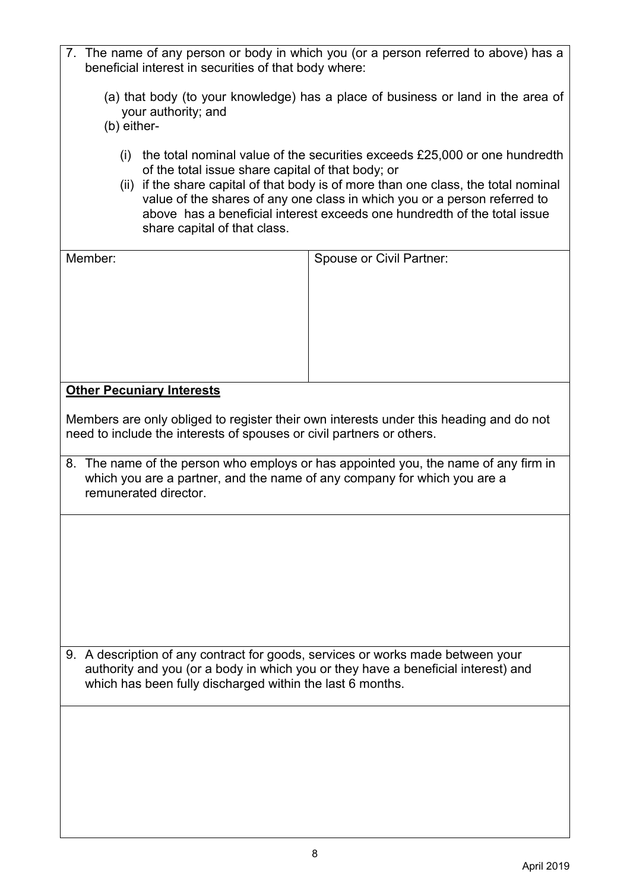7. The name of any person or body in which you (or a person referred to above) has a beneficial interest in securities of that body where:

    (a) that body (to your knowledge) has a place of business or land in the area of your authority; and
    (b) either-

    (i) the total nominal value of the securities exceeds £25,000 or one hundredth of the total issue share capital of that body; or
    (ii) if the share capital of that body is of more than one class, the total nominal value of the shares of any one class in which you or a person referred to above has a beneficial interest exceeds one hundredth of the total issue share capital of that class.

| Member: | Spouse or Civil Partner: |
| --- | --- |
| | |

**Other Pecuniary Interests**

Members are only obliged to register their own interests under this heading and do not need to include the interests of spouses or civil partners or others.

8. The name of the person who employs or has appointed you, the name of any firm in which you are a partner, and the name of any company for which you are a remunerated director.

9. A description of any contract for goods, services or works made between your authority and you (or a body in which you or they have a beneficial interest) and which has been fully discharged within the last 6 months.

April 2019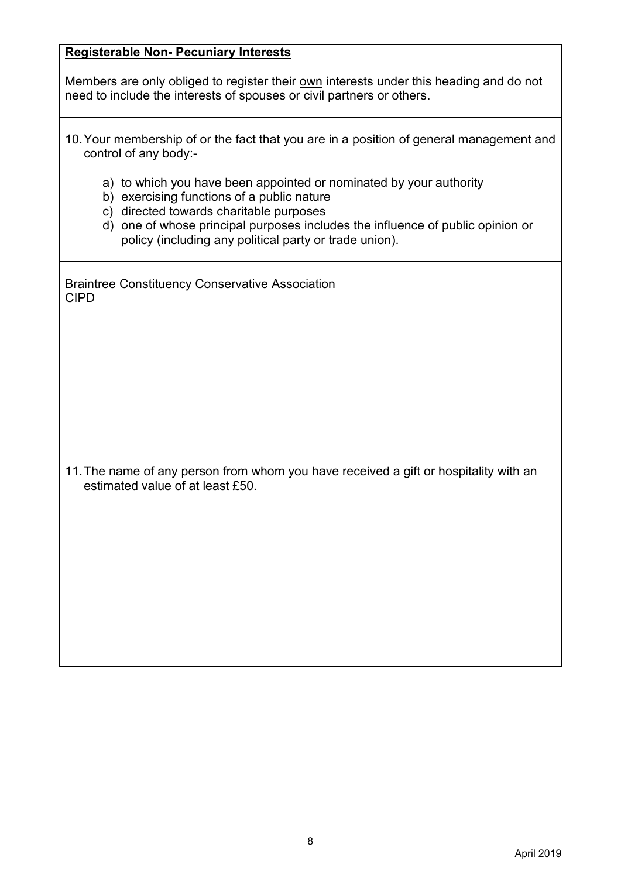**Registerable Non- Pecuniary Interests**

Members are only obliged to register their <u>own</u> interests under this heading and do not need to include the interests of spouses or civil partners or others.

10. Your membership of or the fact that you are in a position of general management and control of any body:-

    a) to which you have been appointed or nominated by your authority
    b) exercising functions of a public nature
    c) directed towards charitable purposes
    d) one of whose principal purposes includes the influence of public opinion or policy (including any political party or trade union).

Braintree Constituency Conservative Association
CIPD

11. The name of any person from whom you have received a gift or hospitality with an estimated value of at least £50.

April 2019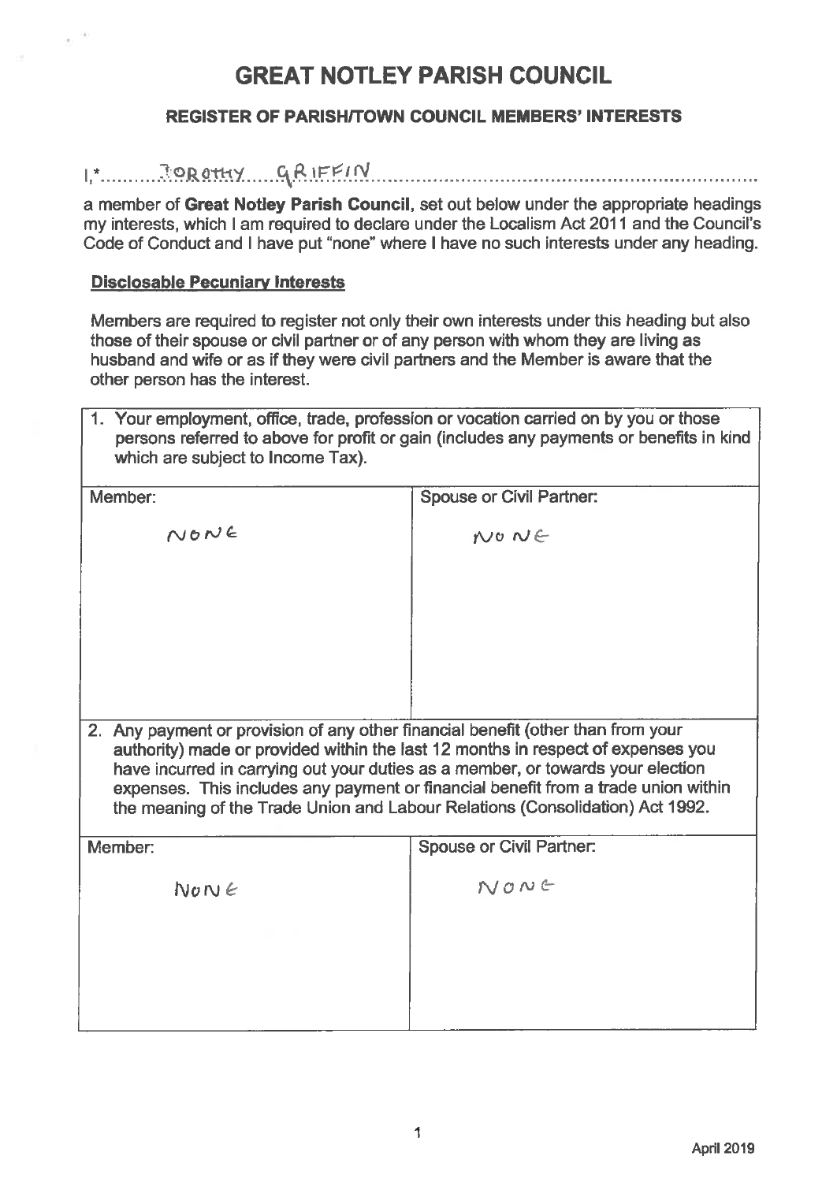# GREAT NOTLEY PARISH COUNCIL

## REGISTER OF PARISH/TOWN COUNCIL MEMBERS' INTERESTS

I,* DOROTHY GRIFFIN

a member of **Great Notley Parish Council**, set out below under the appropriate headings my interests, which I am required to declare under the Localism Act 2011 and the Council's Code of Conduct and I have put "none" where I have no such interests under any heading.

### Disclosable Pecuniary Interests

Members are required to register not only their own interests under this heading but also those of their spouse or civil partner or of any person with whom they are living as husband and wife or as if they were civil partners and the Member is aware that the other person has the interest.

1. Your employment, office, trade, profession or vocation carried on by you or those persons referred to above for profit or gain (includes any payments or benefits in kind which are subject to Income Tax).

| Member: | Spouse or Civil Partner: |
|---|---|
| NONE | NONE |

2. Any payment or provision of any other financial benefit (other than from your authority) made or provided within the last 12 months in respect of expenses you have incurred in carrying out your duties as a member, or towards your election expenses. This includes any payment or financial benefit from a trade union within the meaning of the Trade Union and Labour Relations (Consolidation) Act 1992.

| Member: | Spouse or Civil Partner: |
|---|---|
| NONE | NONE |

April 2019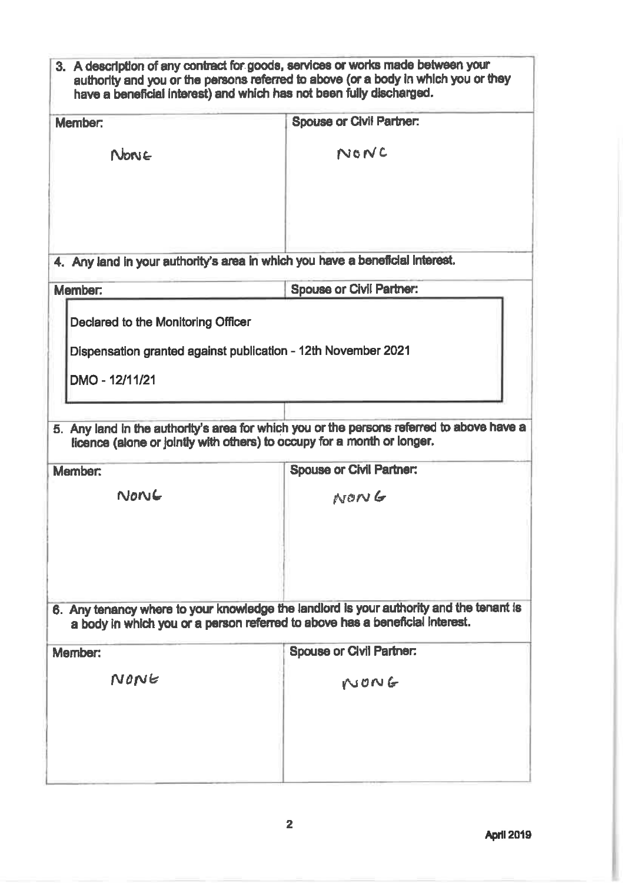| 3. A description of any contract for goods, services or works made between your authority and you or the persons referred to above (or a body in which you or they have a beneficial interest) and which has not been fully discharged. | |
|---|---|
| **Member:** | **Spouse or Civil Partner:** |
| NONE | NONE |

| 4. Any land in your authority's area in which you have a beneficial interest. | |
|---|---|
| **Member:** | **Spouse or Civil Partner:** |
| Declared to the Monitoring Officer<br><br>Dispensation granted against publication - 12th November 2021<br><br>DMO - 12/11/21 | |

| 5. Any land in the authority's area for which you or the persons referred to above have a licence (alone or jointly with others) to occupy for a month or longer. | |
|---|---|
| **Member:** | **Spouse or Civil Partner:** |
| NONE | NONE |

| 6. Any tenancy where to your knowledge the landlord is your authority and the tenant is a body in which you or a person referred to above has a beneficial interest. | |
|---|---|
| **Member:** | **Spouse or Civil Partner:** |
| NONE | NONE |

April 2019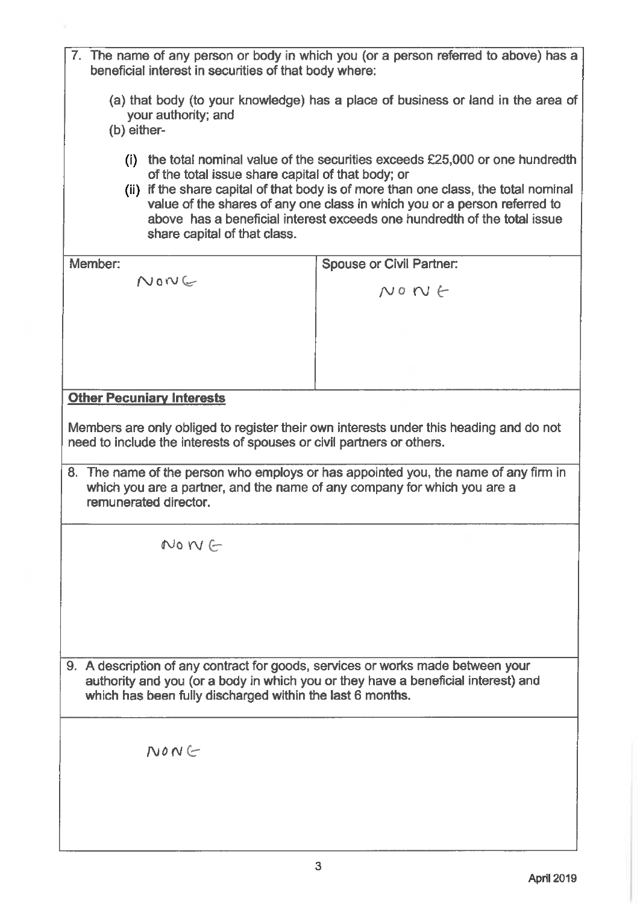7. The name of any person or body in which you (or a person referred to above) has a beneficial interest in securities of that body where:

   (a) that body (to your knowledge) has a place of business or land in the area of your authority; and
   (b) either-

      (i) the total nominal value of the securities exceeds £25,000 or one hundredth of the total issue share capital of that body; or
      (ii) if the share capital of that body is of more than one class, the total nominal value of the shares of any one class in which you or a person referred to above has a beneficial interest exceeds one hundredth of the total issue share capital of that class.

| Member: | Spouse or Civil Partner: |
|---|---|
| NONE | NONE |

**Other Pecuniary Interests**

Members are only obliged to register their own interests under this heading and do not need to include the interests of spouses or civil partners or others.

8. The name of the person who employs or has appointed you, the name of any firm in which you are a partner, and the name of any company for which you are a remunerated director.

NONE

9. A description of any contract for goods, services or works made between your authority and you (or a body in which you or they have a beneficial interest) and which has been fully discharged within the last 6 months.

NONE

April 2019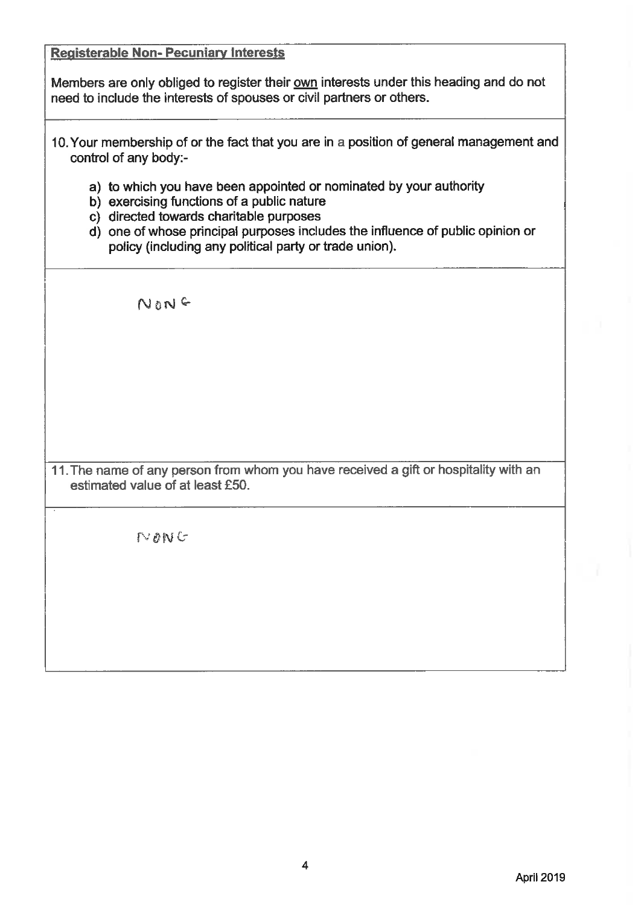**Registerable Non- Pecuniary Interests**

Members are only obliged to register their own interests under this heading and do not need to include the interests of spouses or civil partners or others.

10. Your membership of or the fact that you are in a position of general management and control of any body:-

   a) to which you have been appointed or nominated by your authority
   b) exercising functions of a public nature
   c) directed towards charitable purposes
   d) one of whose principal purposes includes the influence of public opinion or policy (including any political party or trade union).

NONE

11. The name of any person from whom you have received a gift or hospitality with an estimated value of at least £50.

NONE

April 2019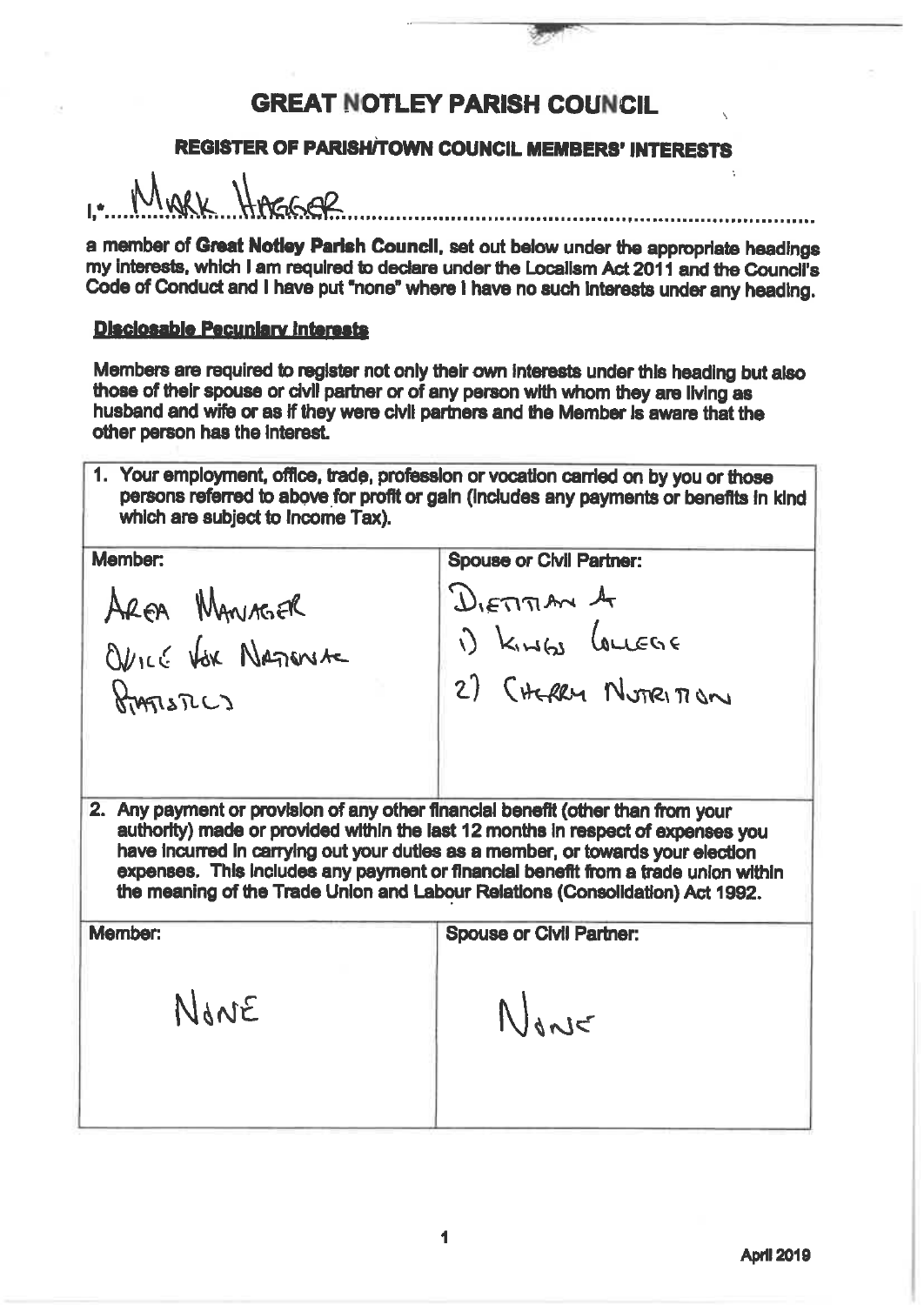# GREAT NOTLEY PARISH COUNCIL

## REGISTER OF PARISH/TOWN COUNCIL MEMBERS' INTERESTS

I,* MARK HAGGER

a member of **Great Notley Parish Council**, set out below under the appropriate headings my interests, which I am required to declare under the Localism Act 2011 and the Council's Code of Conduct and I have put "none" where I have no such interests under any heading.

**Disclosable Pecuniary Interests**

Members are required to register not only their own interests under this heading but also those of their spouse or civil partner or of any person with whom they are living as husband and wife or as if they were civil partners and the Member is aware that the other person has the interest.

| 1. Your employment, office, trade, profession or vocation carried on by you or those persons referred to above for profit or gain (includes any payments or benefits in kind which are subject to Income Tax). | |
|---|---|
| **Member:** AREA MANAGER OFFICE FOR NATIONAL STATISTICS | **Spouse or Civil Partner:** DIETITIAN AT 1) KINGS COLLEGE 2) CHERRY NUTRITION |

| 2. Any payment or provision of any other financial benefit (other than from your authority) made or provided within the last 12 months in respect of expenses you have incurred in carrying out your duties as a member, or towards your election expenses. This includes any payment or financial benefit from a trade union within the meaning of the Trade Union and Labour Relations (Consolidation) Act 1992. | |
|---|---|
| **Member:** NONE | **Spouse or Civil Partner:** NONE |

April 2019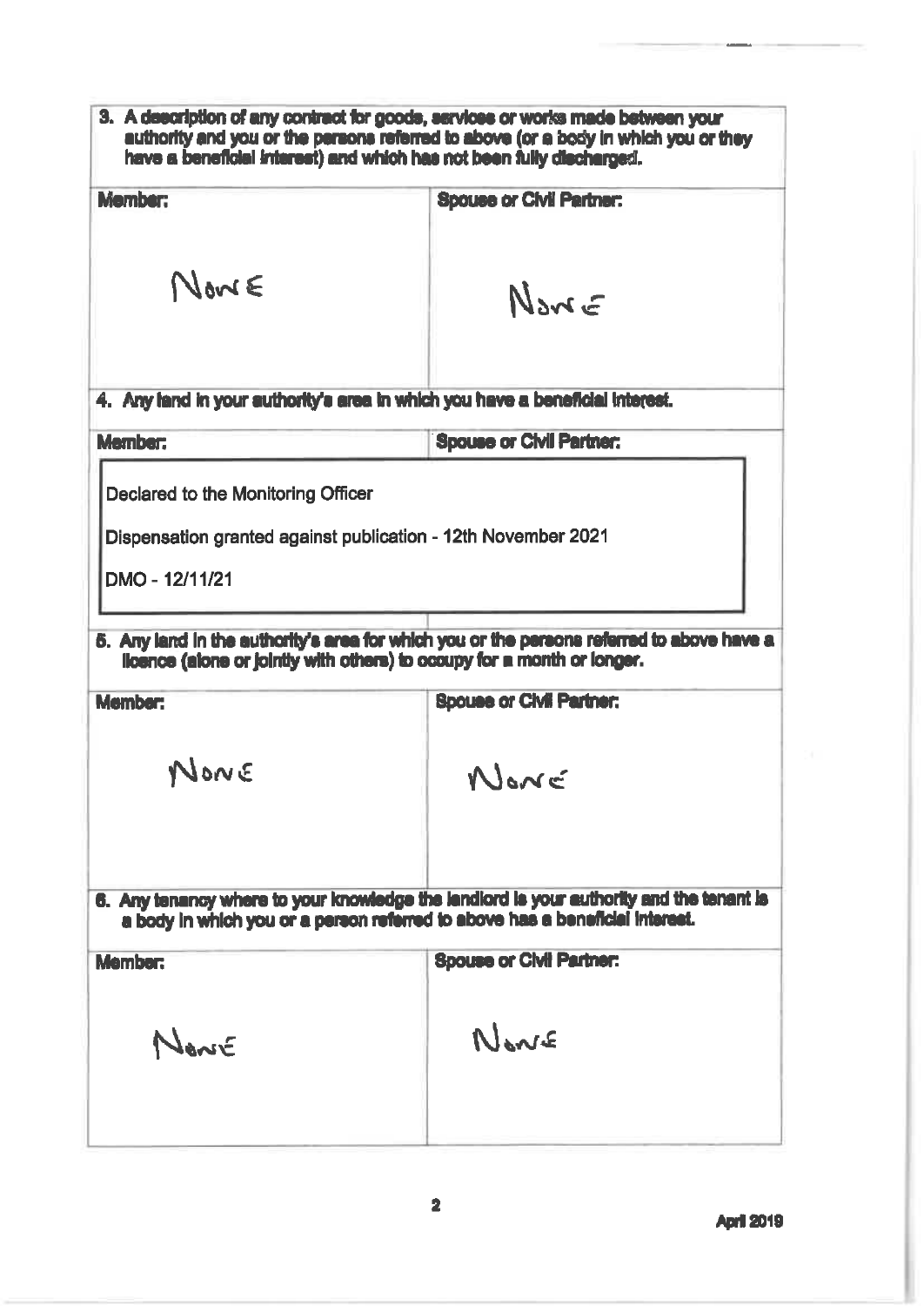| 3. A description of any contract for goods, services or works made between your authority and you or the persons referred to above (or a body in which you or they have a beneficial interest) and which has not been fully discharged. | |
| --- | --- |
| **Member:** | **Spouse or Civil Partner:** |
| NONE | NONE |

| 4. Any land in your authority's area in which you have a beneficial interest. | |
| --- | --- |
| **Member:** | **Spouse or Civil Partner:** |
| Declared to the Monitoring Officer<br><br>Dispensation granted against publication - 12th November 2021<br><br>DMO - 12/11/21 | |

| 5. Any land in the authority's area for which you or the persons referred to above have a licence (alone or jointly with others) to occupy for a month or longer. | |
| --- | --- |
| **Member:** | **Spouse or Civil Partner:** |
| NONE | NONE |

| 6. Any tenancy where to your knowledge the landlord is your authority and the tenant is a body in which you or a person referred to above has a beneficial interest. | |
| --- | --- |
| **Member:** | **Spouse or Civil Partner:** |
| NONE | NONE |

April 2019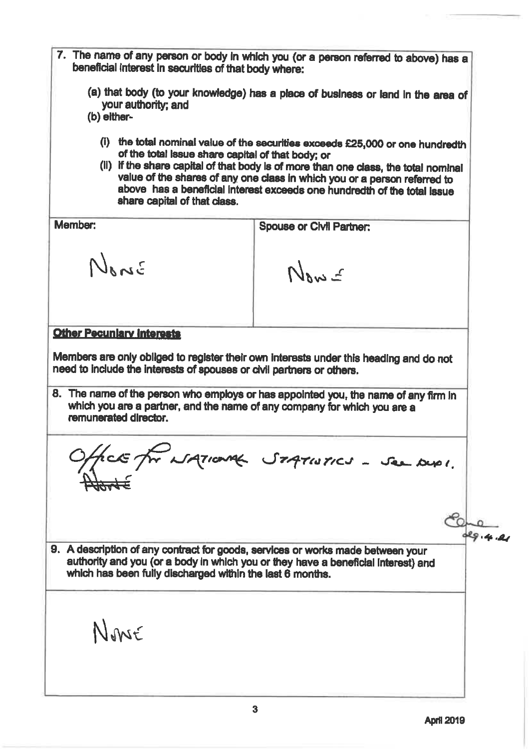7. The name of any person or body in which you (or a person referred to above) has a beneficial interest in securities of that body where:

   (a) that body (to your knowledge) has a place of business or land in the area of your authority; and
   
   (b) either-
   
   (i) the total nominal value of the securities exceeds £25,000 or one hundredth of the total issue share capital of that body; or
   
   (ii) if the share capital of that body is of more than one class, the total nominal value of the shares of any one class in which you or a person referred to above has a beneficial interest exceeds one hundredth of the total issue share capital of that class.

| Member: | Spouse or Civil Partner: |
|---|---|
| NONE | NONE |

**Other Pecuniary Interests**

Members are only obliged to register their own interests under this heading and do not need to include the interests of spouses or civil partners or others.

8. The name of the person who employs or has appointed you, the name of any firm in which you are a partner, and the name of any company for which you are a remunerated director.

Office for National Statistics - Sen dup1.

~~NONE~~

29.4.21

9. A description of any contract for goods, services or works made between your authority and you (or a body in which you or they have a beneficial interest) and which has been fully discharged within the last 6 months.

NONE

April 2019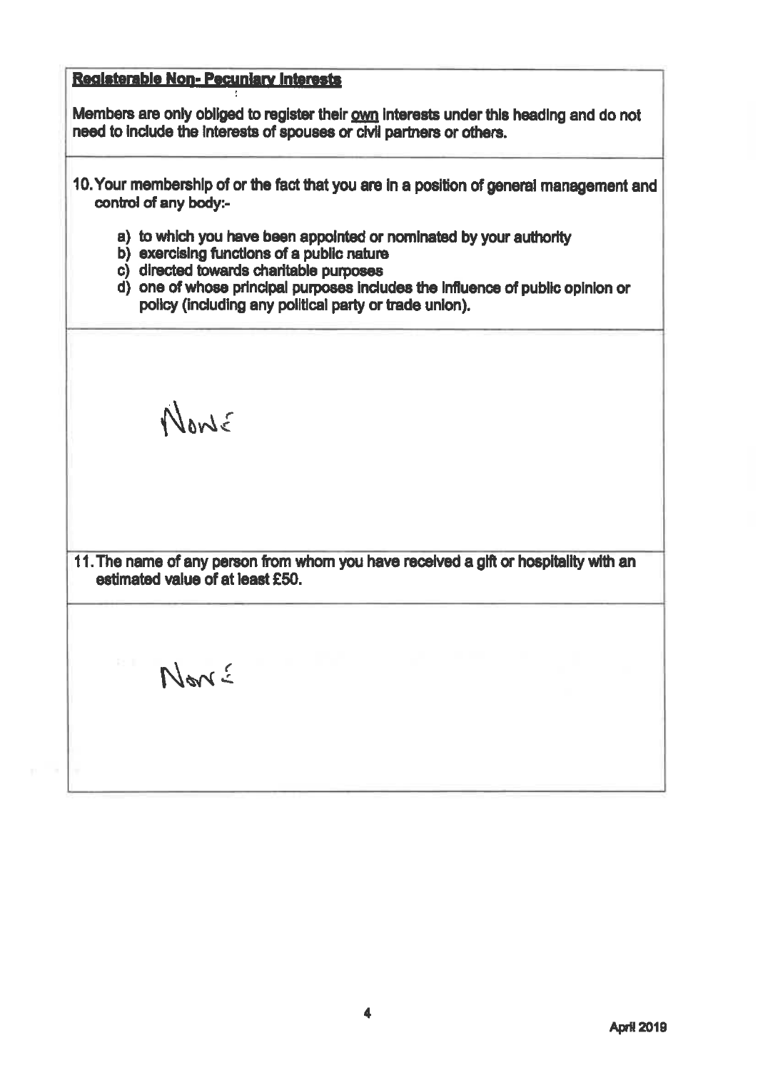**Registerable Non- Pecuniary Interests**

Members are only obliged to register their own interests under this heading and do not need to include the interests of spouses or civil partners or others.

10. Your membership of or the fact that you are in a position of general management and control of any body:-

   a) to which you have been appointed or nominated by your authority
   b) exercising functions of a public nature
   c) directed towards charitable purposes
   d) one of whose principal purposes includes the influence of public opinion or policy (including any political party or trade union).

None

11. The name of any person from whom you have received a gift or hospitality with an estimated value of at least £50.

None

April 2019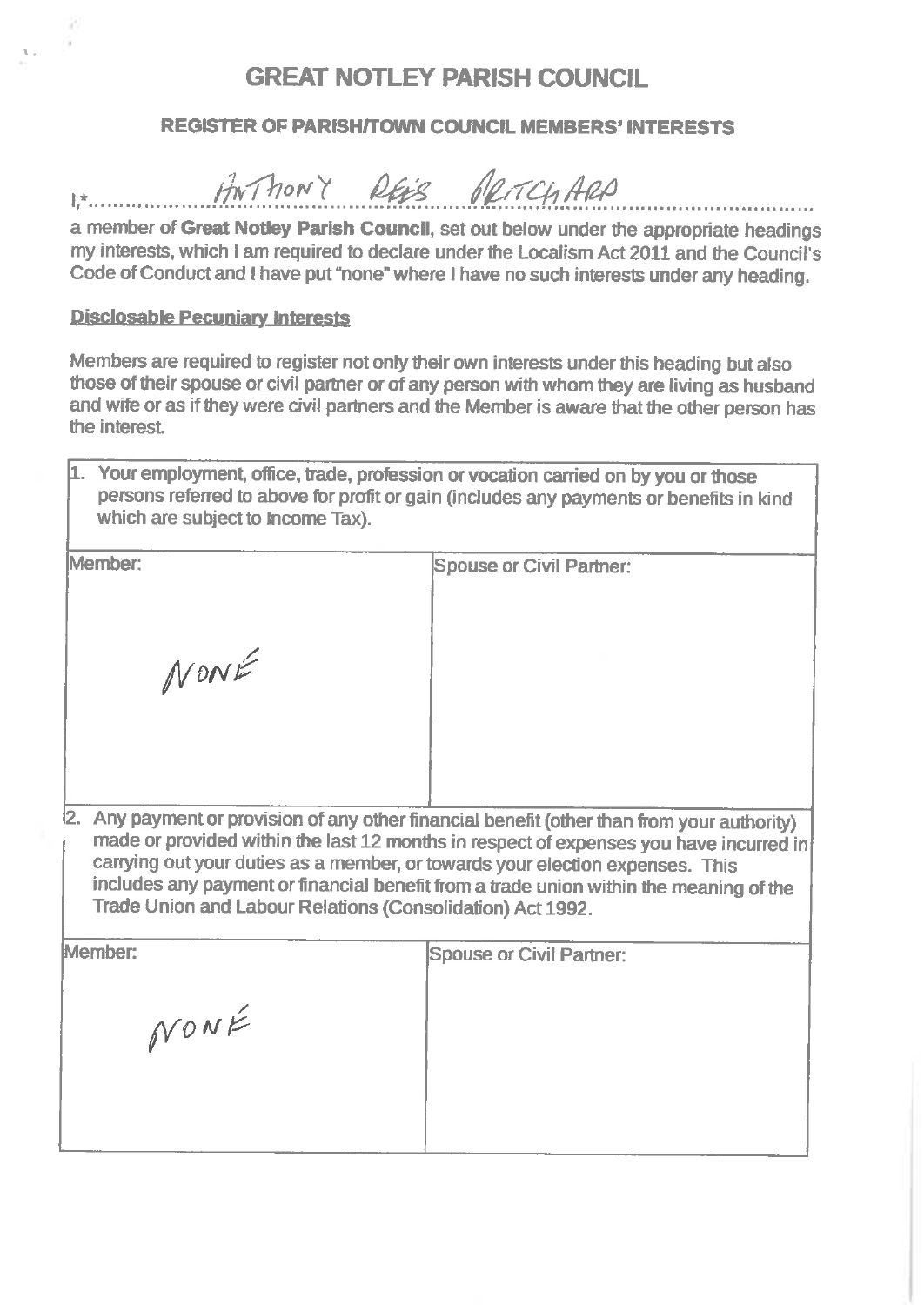# GREAT NOTLEY PARISH COUNCIL

## REGISTER OF PARISH/TOWN COUNCIL MEMBERS' INTERESTS

I,* ANTHONY REES PRITCHARD

a member of **Great Notley Parish Council**, set out below under the appropriate headings my interests, which I am required to declare under the Localism Act 2011 and the Council's Code of Conduct and I have put "none" where I have no such interests under any heading.

**Disclosable Pecuniary Interests**

Members are required to register not only their own interests under this heading but also those of their spouse or civil partner or of any person with whom they are living as husband and wife or as if they were civil partners and the Member is aware that the other person has the interest.

| 1. Your employment, office, trade, profession or vocation carried on by you or those persons referred to above for profit or gain (includes any payments or benefits in kind which are subject to Income Tax). | |
|---|---|
| Member: NONE | Spouse or Civil Partner: |
| 2. Any payment or provision of any other financial benefit (other than from your authority) made or provided within the last 12 months in respect of expenses you have incurred in carrying out your duties as a member, or towards your election expenses. This includes any payment or financial benefit from a trade union within the meaning of the Trade Union and Labour Relations (Consolidation) Act 1992. | |
| Member: NONE | Spouse or Civil Partner: |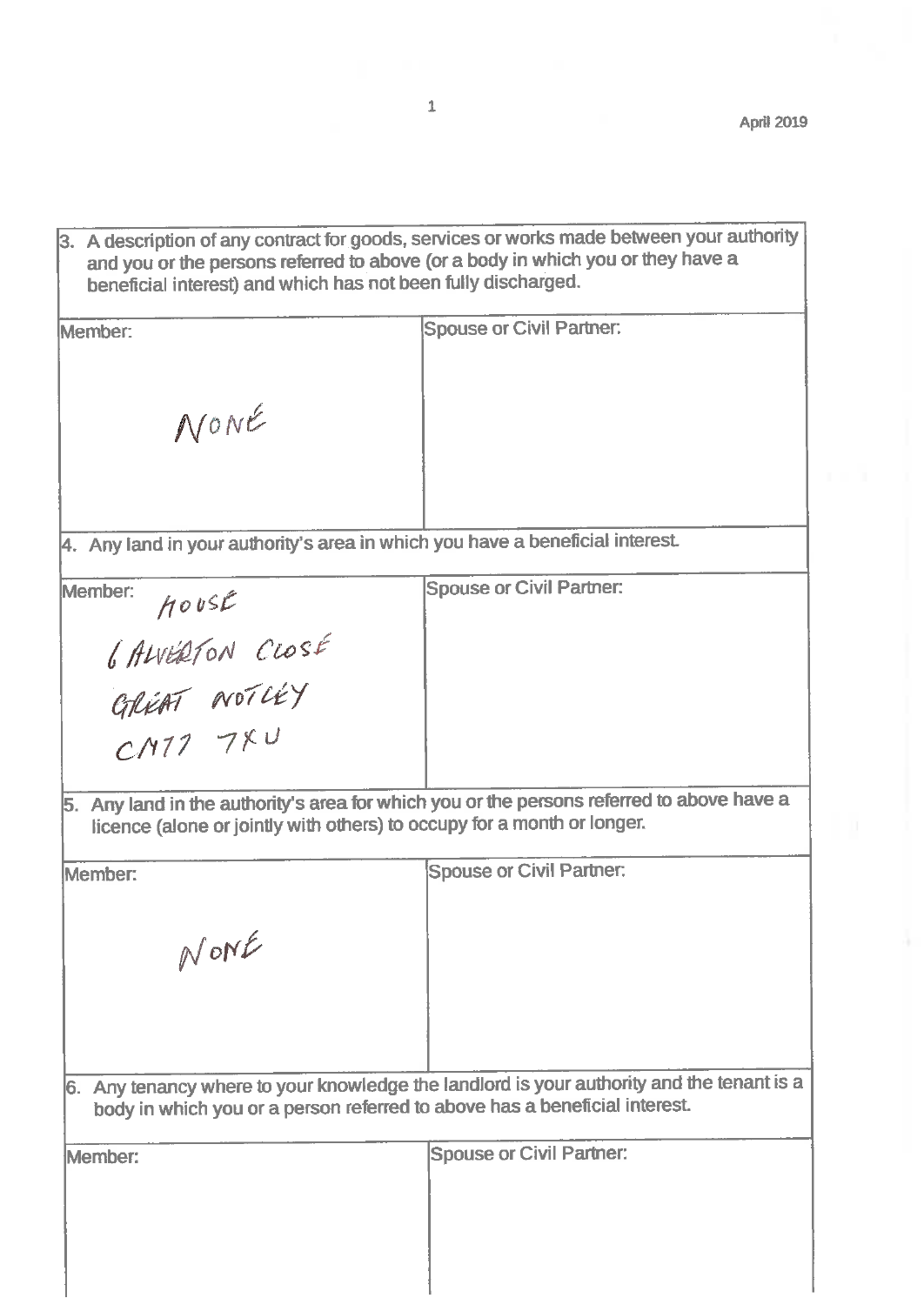| 3. A description of any contract for goods, services or works made between your authority and you or the persons referred to above (or a body in which you or they have a beneficial interest) and which has not been fully discharged. | |
|---|---|
| Member: NONE | Spouse or Civil Partner: |
| **4. Any land in your authority's area in which you have a beneficial interest.** | |
| Member: HOUSE 6 ALVERTON CLOSE GREAT NOTLEY CM77 7XU | Spouse or Civil Partner: |
| **5. Any land in the authority's area for which you or the persons referred to above have a licence (alone or jointly with others) to occupy for a month or longer.** | |
| Member: NONE | Spouse or Civil Partner: |
| **6. Any tenancy where to your knowledge the landlord is your authority and the tenant is a body in which you or a person referred to above has a beneficial interest.** | |
| Member: | Spouse or Civil Partner: |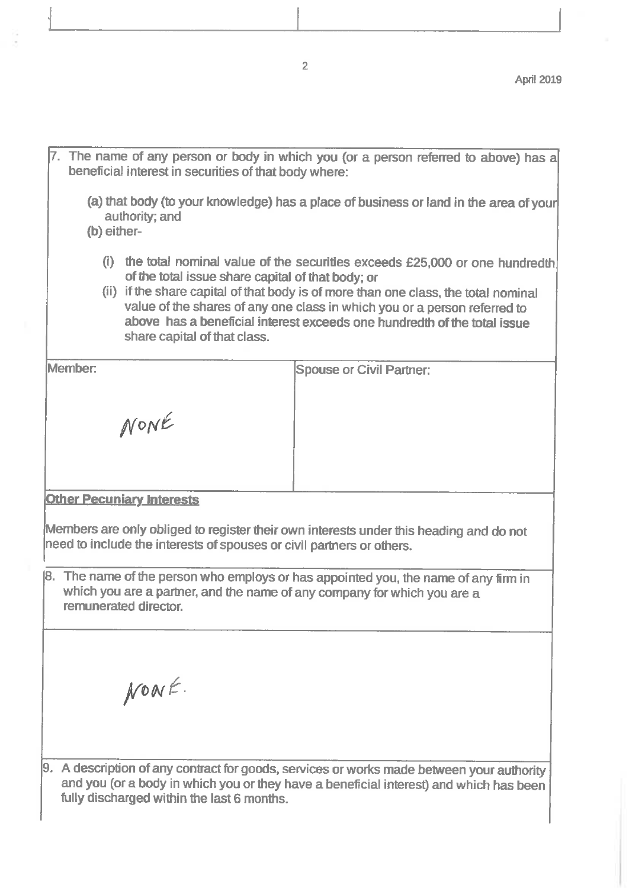April 2019

| 7. The name of any person or body in which you (or a person referred to above) has a beneficial interest in securities of that body where:<br><br>(a) that body (to your knowledge) has a place of business or land in the area of your authority; and<br>(b) either-<br><br>(i) the total nominal value of the securities exceeds £25,000 or one hundredth of the total issue share capital of that body; or<br>(ii) if the share capital of that body is of more than one class, the total nominal value of the shares of any one class in which you or a person referred to above has a beneficial interest exceeds one hundredth of the total issue share capital of that class. | |
|---|---|
| Member:<br><br>NONE | Spouse or Civil Partner: |

**Other Pecuniary Interests**

Members are only obliged to register their own interests under this heading and do not need to include the interests of spouses or civil partners or others.

| 8. The name of the person who employs or has appointed you, the name of any firm in which you are a partner, and the name of any company for which you are a remunerated director. |
|---|
| NONE. |

9. A description of any contract for goods, services or works made between your authority and you (or a body in which you or they have a beneficial interest) and which has been fully discharged within the last 6 months.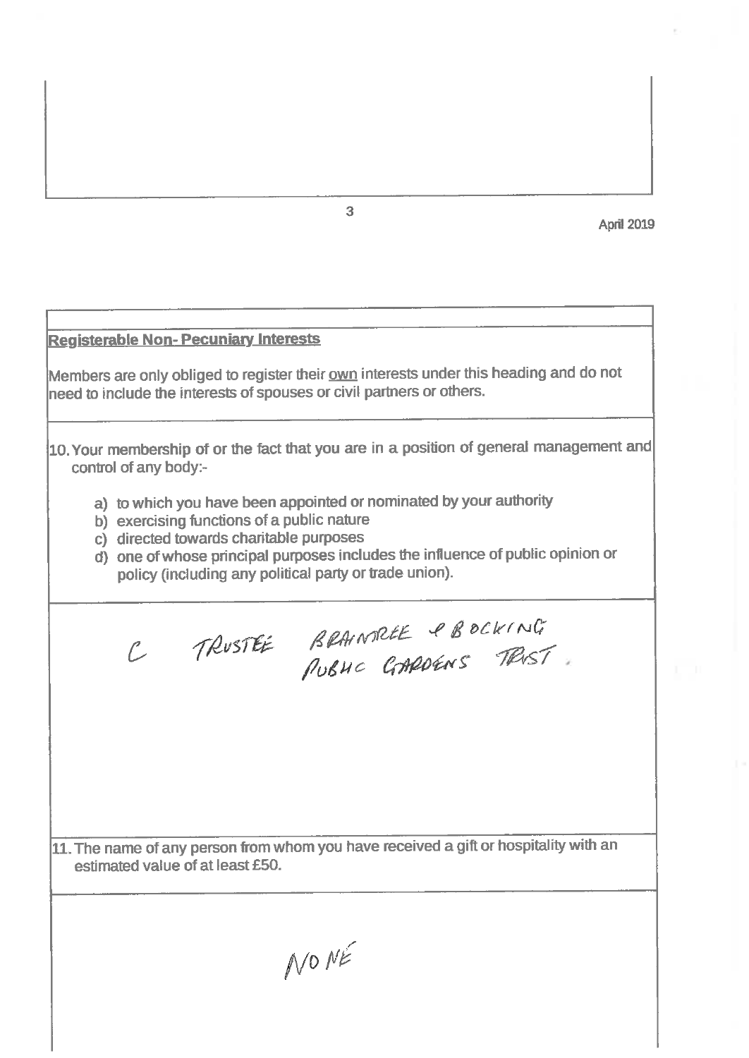**Registerable Non- Pecuniary Interests**

Members are only obliged to register their own interests under this heading and do not need to include the interests of spouses or civil partners or others.

10. Your membership of or the fact that you are in a position of general management and control of any body:-

    a) to which you have been appointed or nominated by your authority
    b) exercising functions of a public nature
    c) directed towards charitable purposes
    d) one of whose principal purposes includes the influence of public opinion or policy (including any political party or trade union).

C TRUSTEE BRAINTREE & BOCKING PUBLIC GARDENS TRUST.

11. The name of any person from whom you have received a gift or hospitality with an estimated value of at least £50.

NONE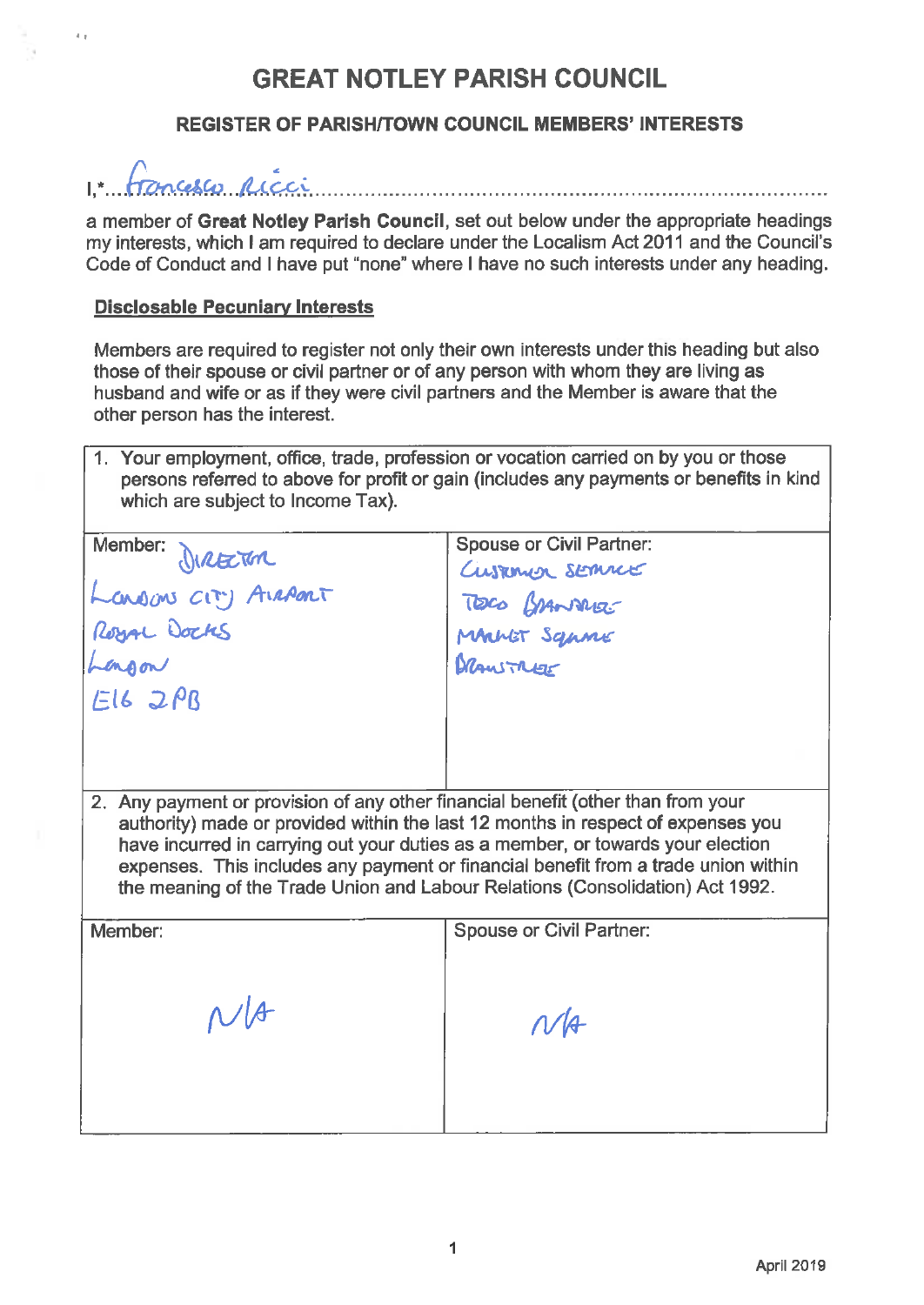# GREAT NOTLEY PARISH COUNCIL

## REGISTER OF PARISH/TOWN COUNCIL MEMBERS' INTERESTS

I,\* Francesco Ricci

a member of **Great Notley Parish Council**, set out below under the appropriate headings my interests, which I am required to declare under the Localism Act 2011 and the Council's Code of Conduct and I have put "none" where I have no such interests under any heading.

### Disclosable Pecuniary Interests

Members are required to register not only their own interests under this heading but also those of their spouse or civil partner or of any person with whom they are living as husband and wife or as if they were civil partners and the Member is aware that the other person has the interest.

| 1. Your employment, office, trade, profession or vocation carried on by you or those persons referred to above for profit or gain (includes any payments or benefits in kind which are subject to Income Tax). | |
|---|---|
| Member: DIRECTOR<br>LONDON CITY AIRPORT<br>ROYAL DOCKS<br>LONDON<br>E16 2PB | Spouse or Civil Partner:<br>CUSTOMER SERVICE<br>TESCO BRAINTREE<br>MARKET SQUARE<br>BRAINTREE |
| **2. Any payment or provision of any other financial benefit (other than from your authority) made or provided within the last 12 months in respect of expenses you have incurred in carrying out your duties as a member, or towards your election expenses. This includes any payment or financial benefit from a trade union within the meaning of the Trade Union and Labour Relations (Consolidation) Act 1992.** | |
| Member:<br>N/A | Spouse or Civil Partner:<br>N/A |

April 2019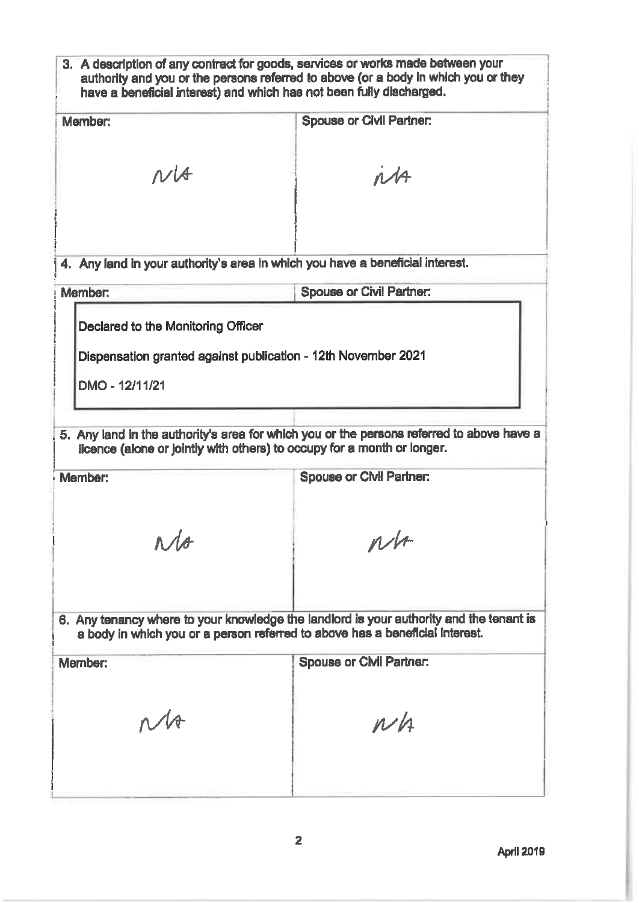3. A description of any contract for goods, services or works made between your authority and you or the persons referred to above (or a body in which you or they have a beneficial interest) and which has not been fully discharged.

| Member: | Spouse or Civil Partner: |
| --- | --- |
| N/A | N/A |

4. Any land in your authority's area in which you have a beneficial interest.

| Member: | Spouse or Civil Partner: |
| --- | --- |
| Declared to the Monitoring Officer<br><br>Dispensation granted against publication - 12th November 2021<br><br>DMO - 12/11/21 | |

5. Any land in the authority's area for which you or the persons referred to above have a licence (alone or jointly with others) to occupy for a month or longer.

| Member: | Spouse or Civil Partner: |
| --- | --- |
| N/A | N/A |

6. Any tenancy where to your knowledge the landlord is your authority and the tenant is a body in which you or a person referred to above has a beneficial interest.

| Member: | Spouse or Civil Partner: |
| --- | --- |
| N/A | N/A |

April 2019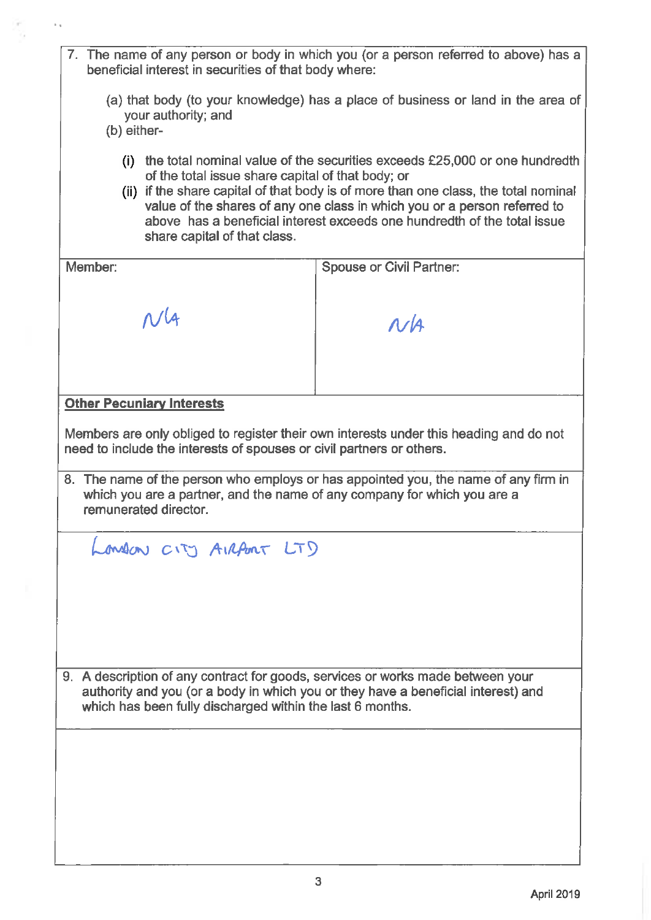7. The name of any person or body in which you (or a person referred to above) has a beneficial interest in securities of that body where:

   (a) that body (to your knowledge) has a place of business or land in the area of your authority; and

   (b) either-

      (i) the total nominal value of the securities exceeds £25,000 or one hundredth of the total issue share capital of that body; or

      (ii) if the share capital of that body is of more than one class, the total nominal value of the shares of any one class in which you or a person referred to above has a beneficial interest exceeds one hundredth of the total issue share capital of that class.

| Member: | Spouse or Civil Partner: |
|---|---|
| N/A | N/A |

**Other Pecuniary Interests**

Members are only obliged to register their own interests under this heading and do not need to include the interests of spouses or civil partners or others.

8. The name of the person who employs or has appointed you, the name of any firm in which you are a partner, and the name of any company for which you are a remunerated director.

LONDON CITY AIRPORT LTD

9. A description of any contract for goods, services or works made between your authority and you (or a body in which you or they have a beneficial interest) and which has been fully discharged within the last 6 months.

April 2019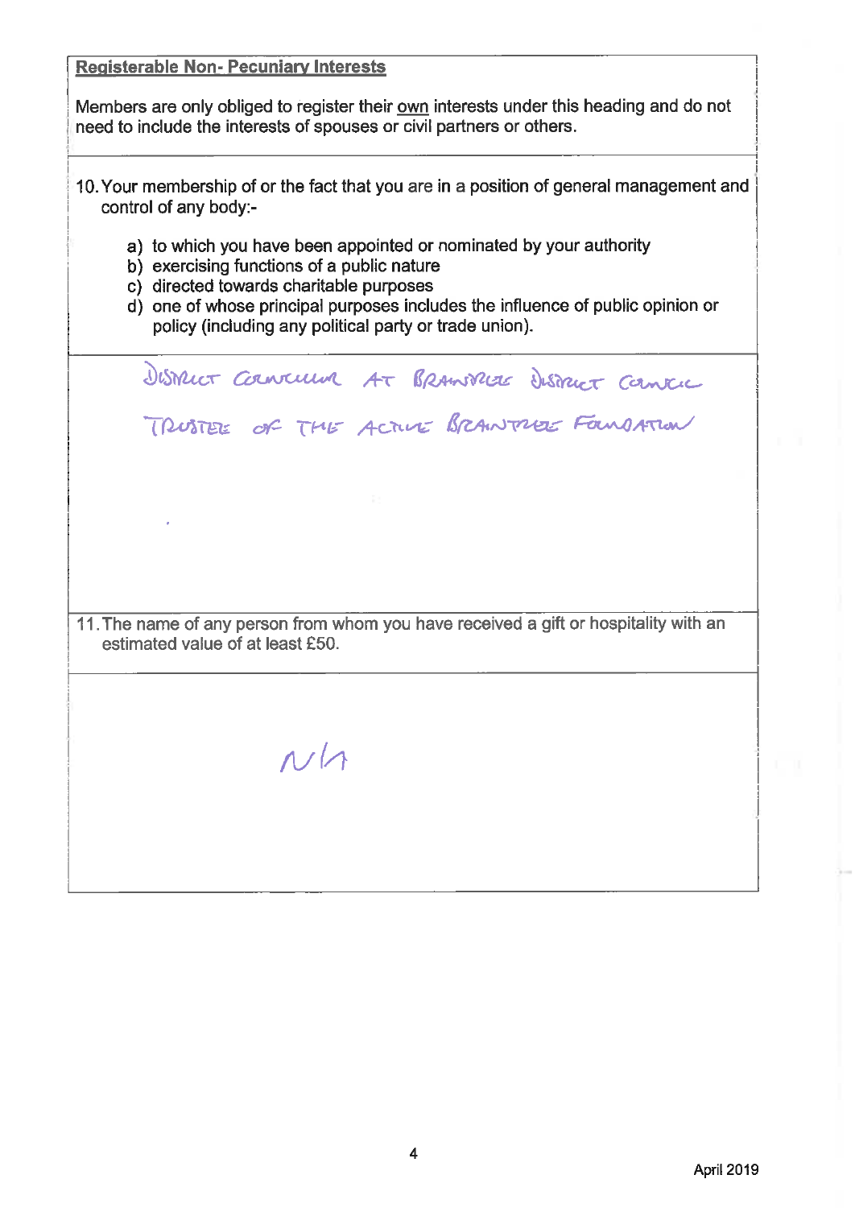**Registerable Non- Pecuniary Interests**

Members are only obliged to register their <u>own</u> interests under this heading and do not need to include the interests of spouses or civil partners or others.

10. Your membership of or the fact that you are in a position of general management and control of any body:-

   a) to which you have been appointed or nominated by your authority
   b) exercising functions of a public nature
   c) directed towards charitable purposes
   d) one of whose principal purposes includes the influence of public opinion or policy (including any political party or trade union).

DISTRICT COUNCILLOR AT BRAINTREE DISTRICT COUNCIL

TRUSTEE OF THE ACTIVE BRAINTREE FOUNDATION

11. The name of any person from whom you have received a gift or hospitality with an estimated value of at least £50.

N/A

April 2019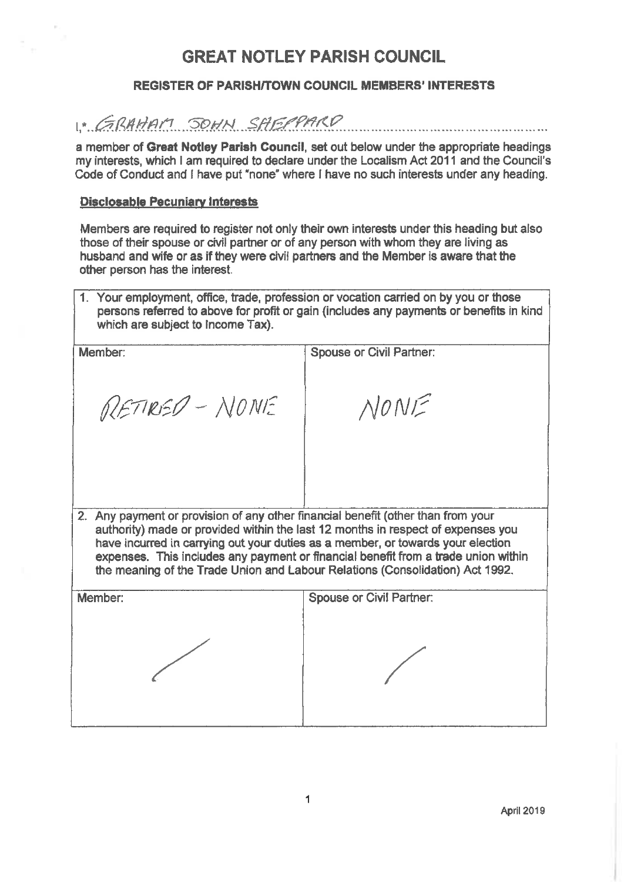# GREAT NOTLEY PARISH COUNCIL

## REGISTER OF PARISH/TOWN COUNCIL MEMBERS' INTERESTS

I,* GRAHAM JOHN SHEPPARD

a member of **Great Notley Parish Council**, set out below under the appropriate headings my interests, which I am required to declare under the Localism Act 2011 and the Council's Code of Conduct and I have put "none" where I have no such interests under any heading.

### Disclosable Pecuniary Interests

Members are required to register not only their own interests under this heading but also those of their spouse or civil partner or of any person with whom they are living as husband and wife or as if they were civil partners and the Member is aware that the other person has the interest.

| 1. Your employment, office, trade, profession or vocation carried on by you or those persons referred to above for profit or gain (includes any payments or benefits in kind which are subject to Income Tax). | |
|---|---|
| Member: | Spouse or Civil Partner: |
| RETIRED - NONE | NONE |

| 2. Any payment or provision of any other financial benefit (other than from your authority) made or provided within the last 12 months in respect of expenses you have incurred in carrying out your duties as a member, or towards your election expenses. This includes any payment or financial benefit from a trade union within the meaning of the Trade Union and Labour Relations (Consolidation) Act 1992. | |
|---|---|
| Member: | Spouse or Civil Partner: |
| / | / |

April 2019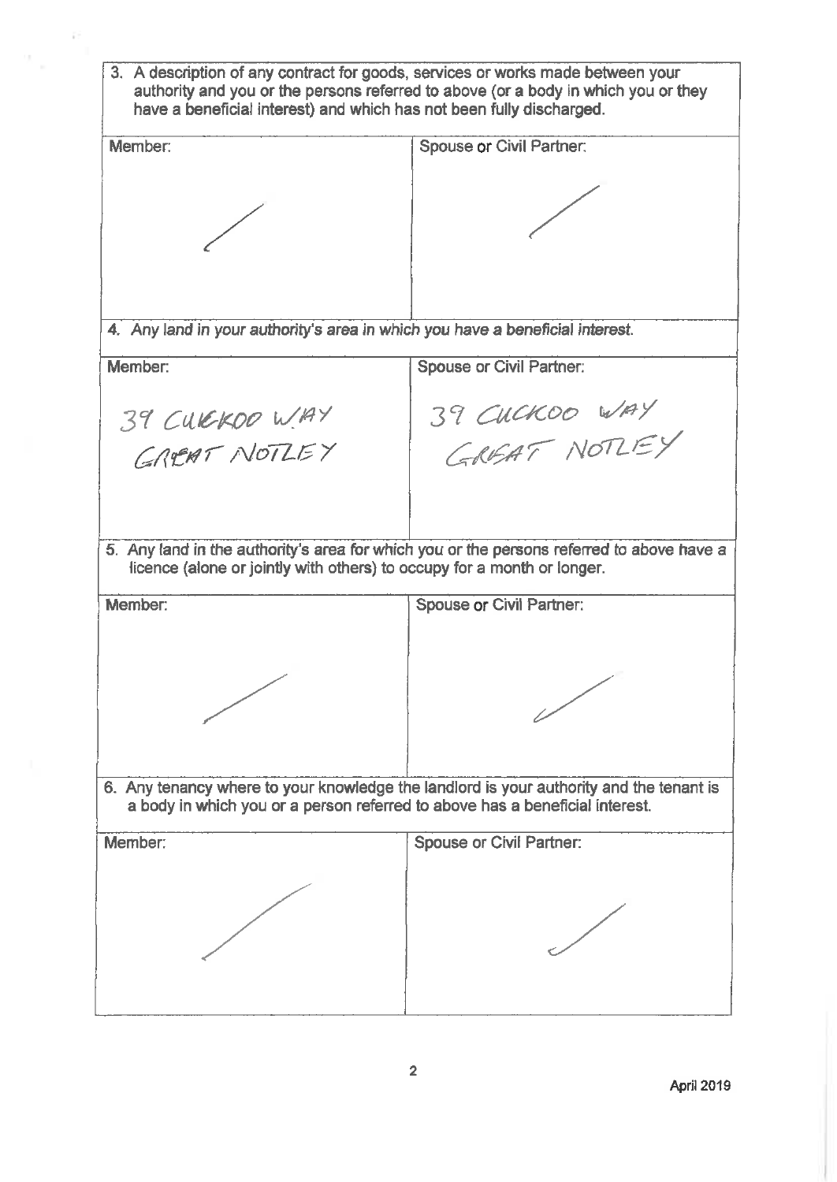| 3. A description of any contract for goods, services or works made between your authority and you or the persons referred to above (or a body in which you or they have a beneficial interest) and which has not been fully discharged. | |
|---|---|
| Member: | Spouse or Civil Partner: |
| / | / |

| 4. Any land in your authority's area in which you have a beneficial interest. | |
|---|---|
| Member: | Spouse or Civil Partner: |
| 39 CUCKOO WAY GREAT NOTLEY | 39 CUCKOO WAY GREAT NOTLEY |

| 5. Any land in the authority's area for which you or the persons referred to above have a licence (alone or jointly with others) to occupy for a month or longer. | |
|---|---|
| Member: | Spouse or Civil Partner: |
| / | / |

| 6. Any tenancy where to your knowledge the landlord is your authority and the tenant is a body in which you or a person referred to above has a beneficial interest. | |
|---|---|
| Member: | Spouse or Civil Partner: |
| / | / |

April 2019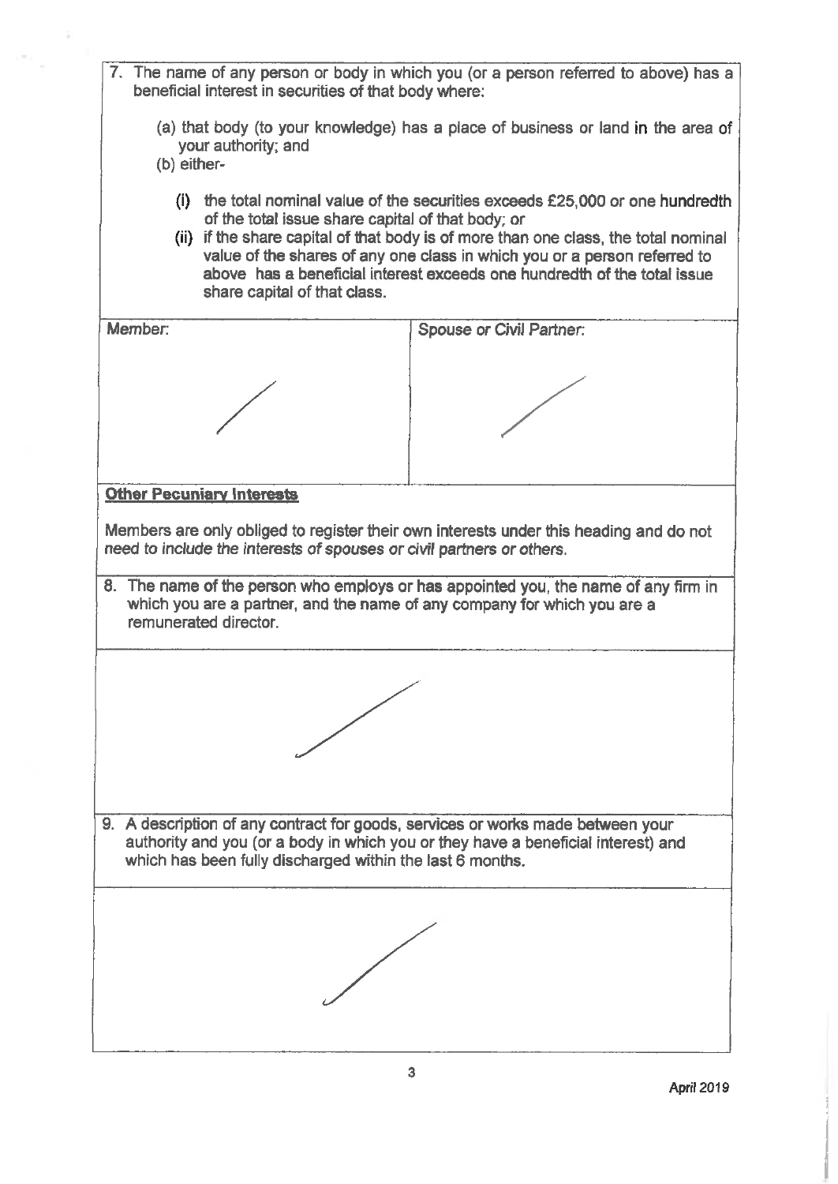7. The name of any person or body in which you (or a person referred to above) has a beneficial interest in securities of that body where:

   (a) that body (to your knowledge) has a place of business or land in the area of your authority; and

   (b) either-

   (i) the total nominal value of the securities exceeds £25,000 or one hundredth of the total issue share capital of that body; or

   (ii) if the share capital of that body is of more than one class, the total nominal value of the shares of any one class in which you or a person referred to above has a beneficial interest exceeds one hundredth of the total issue share capital of that class.

| Member: | Spouse or Civil Partner: |
| --- | --- |
| / | / |

**Other Pecuniary Interests**

Members are only obliged to register their own interests under this heading and do not need to include the interests of spouses or civil partners or others.

8. The name of the person who employs or has appointed you, the name of any firm in which you are a partner, and the name of any company for which you are a remunerated director.

/

9. A description of any contract for goods, services or works made between your authority and you (or a body in which you or they have a beneficial interest) and which has been fully discharged within the last 6 months.

/

April 2019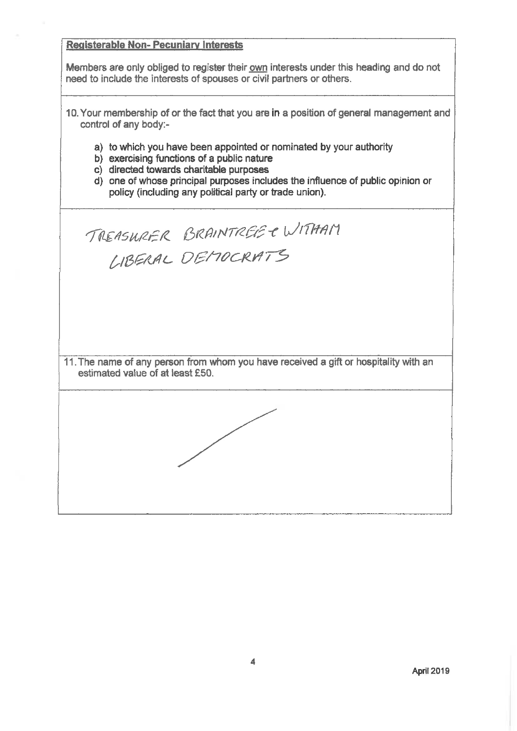**Registerable Non- Pecuniary Interests**

Members are only obliged to register their own interests under this heading and do not need to include the interests of spouses or civil partners or others.

10. Your membership of or the fact that you are in a position of general management and control of any body:-

    a) to which you have been appointed or nominated by your authority
    b) exercising functions of a public nature
    c) directed towards charitable purposes
    d) one of whose principal purposes includes the influence of public opinion or policy (including any political party or trade union).

TREASURER BRAINTREE & WITHAM LIBERAL DEMOCRATS

11. The name of any person from whom you have received a gift or hospitality with an estimated value of at least £50.

/

April 2019